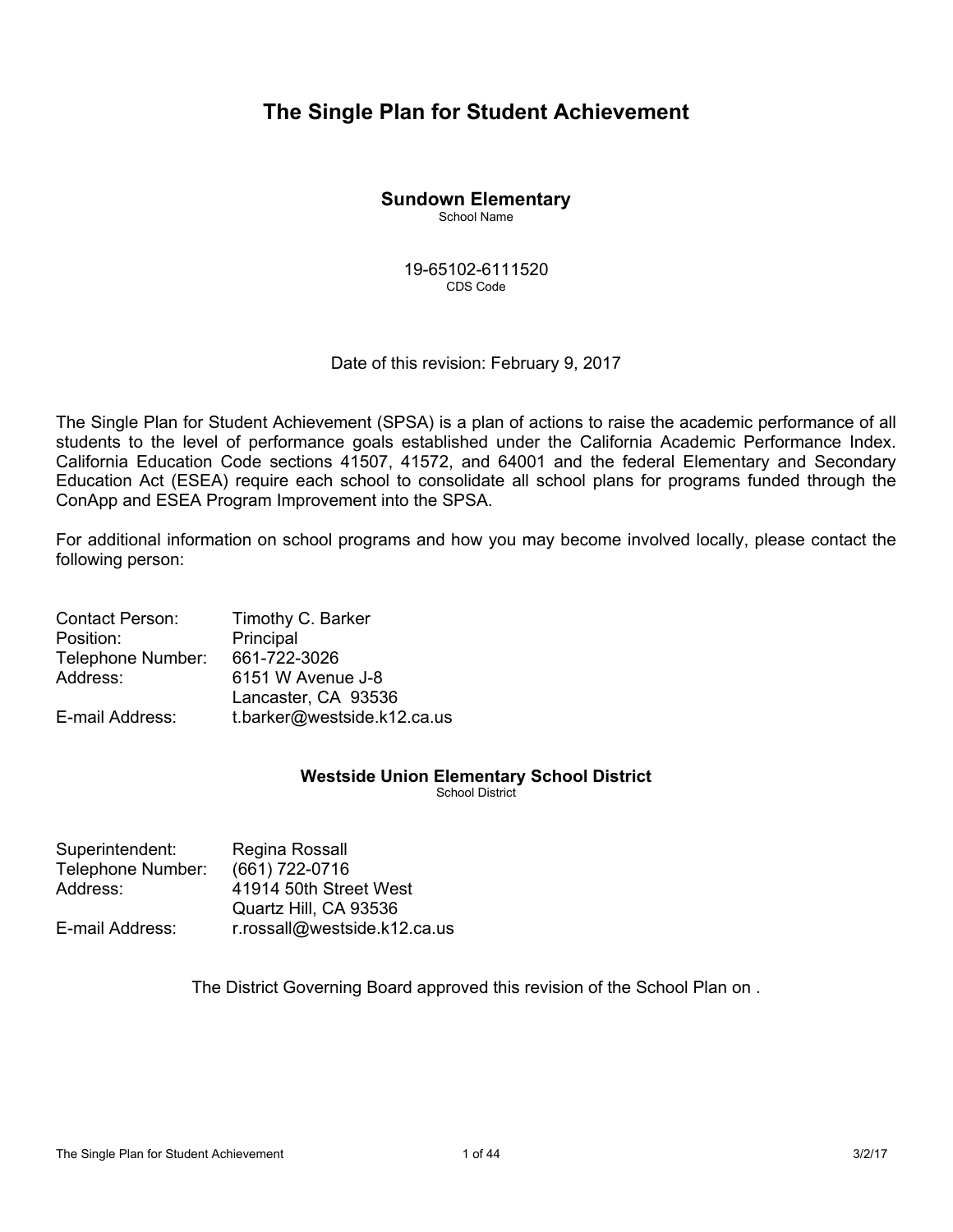# The Single Plan for Student Achievement

**Sundown Elementary**
School Name

19-65102-6111520
CDS Code

Date of this revision: February 9, 2017

The Single Plan for Student Achievement (SPSA) is a plan of actions to raise the academic performance of all students to the level of performance goals established under the California Academic Performance Index. California Education Code sections 41507, 41572, and 64001 and the federal Elementary and Secondary Education Act (ESEA) require each school to consolidate all school plans for programs funded through the ConApp and ESEA Program Improvement into the SPSA.

For additional information on school programs and how you may become involved locally, please contact the following person:

Contact Person: Timothy C. Barker
Position: Principal
Telephone Number: 661-722-3026
Address: 6151 W Avenue J-8
Lancaster, CA 93536
E-mail Address: t.barker@westside.k12.ca.us

**Westside Union Elementary School District**
School District

Superintendent: Regina Rossall
Telephone Number: (661) 722-0716
Address: 41914 50th Street West
Quartz Hill, CA 93536
E-mail Address: r.rossall@westside.k12.ca.us

The District Governing Board approved this revision of the School Plan on .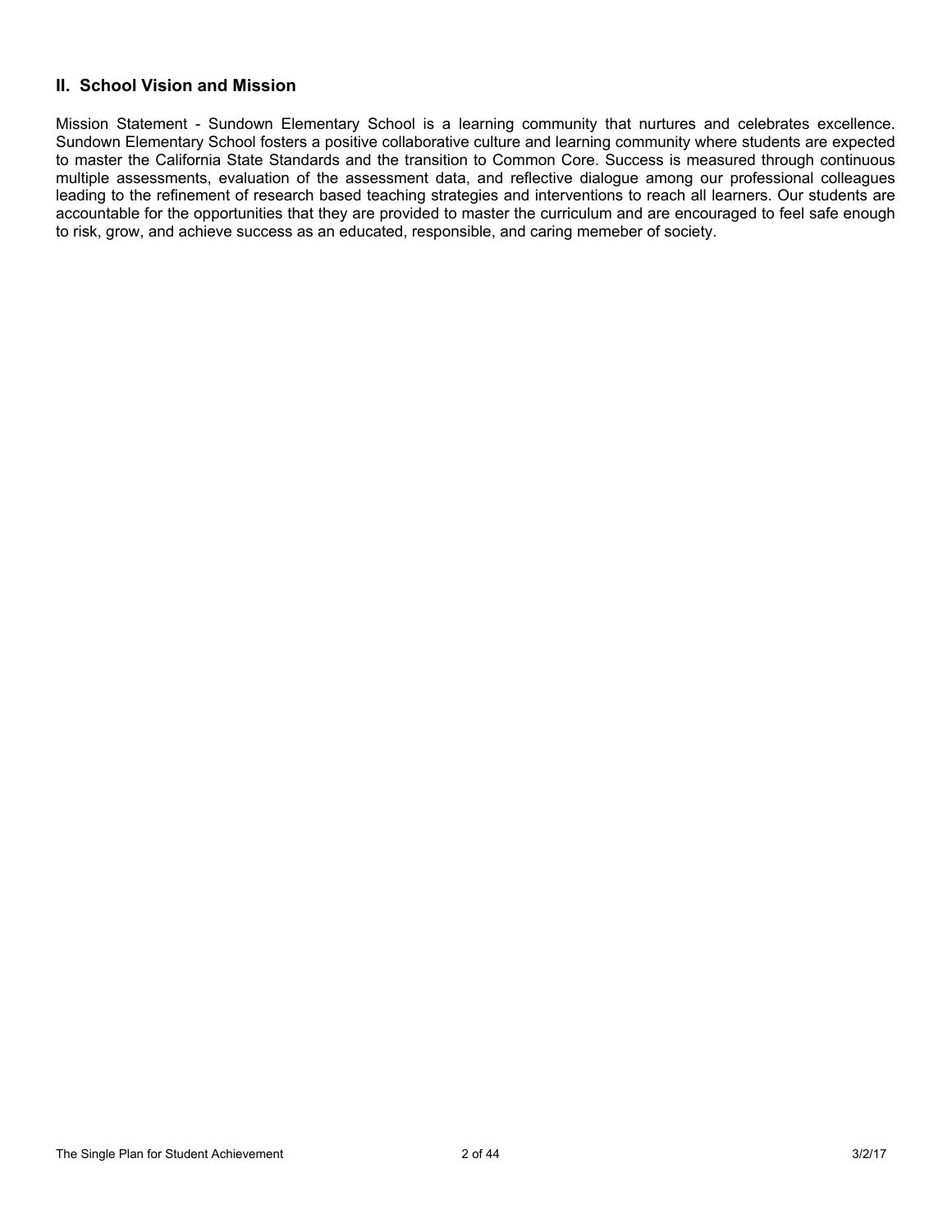## II. School Vision and Mission

Mission Statement - Sundown Elementary School is a learning community that nurtures and celebrates excellence. Sundown Elementary School fosters a positive collaborative culture and learning community where students are expected to master the California State Standards and the transition to Common Core. Success is measured through continuous multiple assessments, evaluation of the assessment data, and reflective dialogue among our professional colleagues leading to the refinement of research based teaching strategies and interventions to reach all learners. Our students are accountable for the opportunities that they are provided to master the curriculum and are encouraged to feel safe enough to risk, grow, and achieve success as an educated, responsible, and caring memeber of society.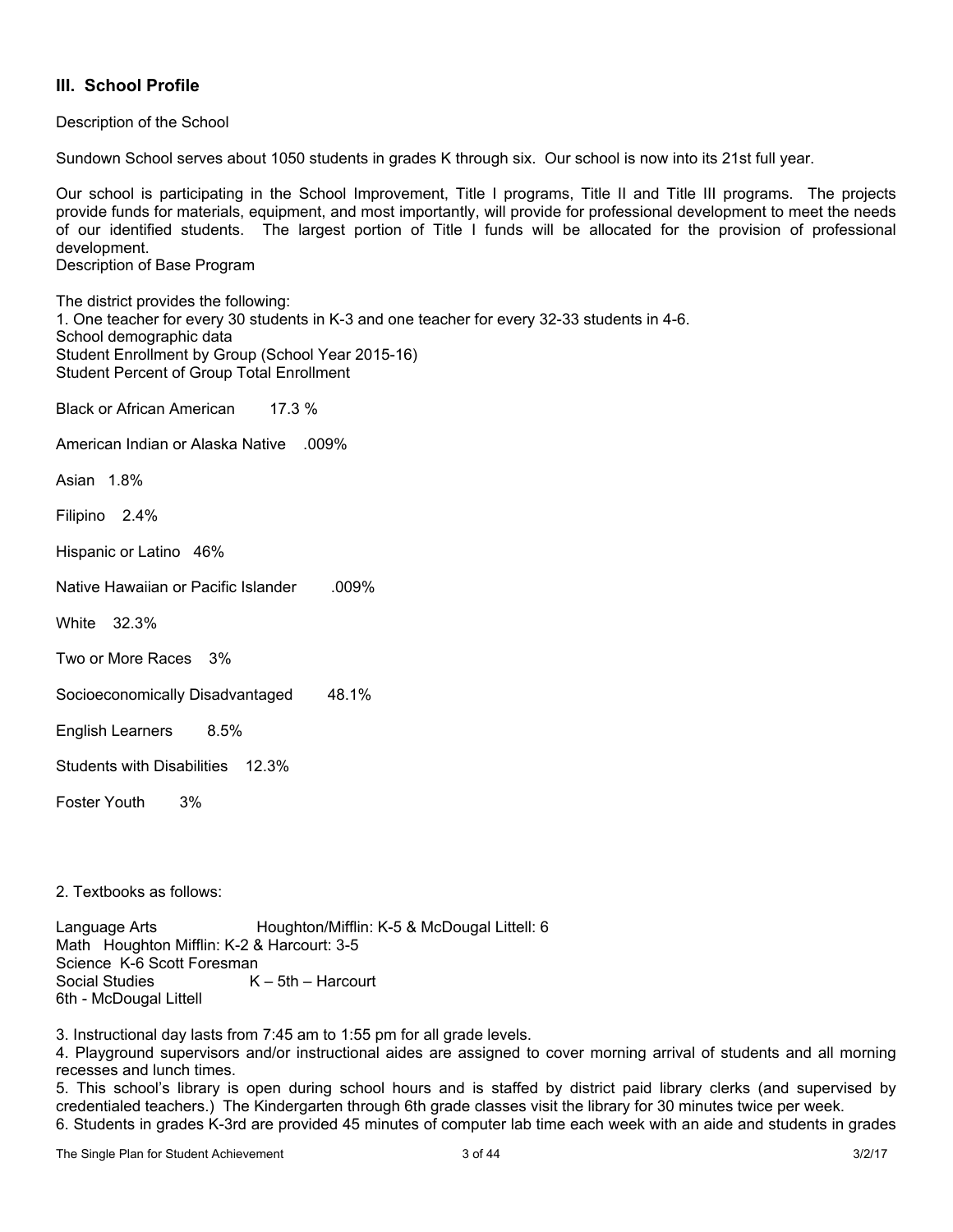## III. School Profile

Description of the School

Sundown School serves about 1050 students in grades K through six. Our school is now into its 21st full year.

Our school is participating in the School Improvement, Title I programs, Title II and Title III programs. The projects provide funds for materials, equipment, and most importantly, will provide for professional development to meet the needs of our identified students. The largest portion of Title I funds will be allocated for the provision of professional development.

Description of Base Program

The district provides the following:

1. One teacher for every 30 students in K-3 and one teacher for every 32-33 students in 4-6.

School demographic data
Student Enrollment by Group (School Year 2015-16)
Student Percent of Group Total Enrollment

Black or African American 17.3 %

American Indian or Alaska Native .009%

Asian 1.8%

Filipino 2.4%

Hispanic or Latino 46%

Native Hawaiian or Pacific Islander .009%

White 32.3%

Two or More Races 3%

Socioeconomically Disadvantaged 48.1%

English Learners 8.5%

Students with Disabilities 12.3%

Foster Youth 3%

2. Textbooks as follows:

Language Arts Houghton/Mifflin: K-5 & McDougal Littell: 6
Math Houghton Mifflin: K-2 & Harcourt: 3-5
Science K-6 Scott Foresman
Social Studies K – 5th – Harcourt
6th - McDougal Littell

3. Instructional day lasts from 7:45 am to 1:55 pm for all grade levels.
4. Playground supervisors and/or instructional aides are assigned to cover morning arrival of students and all morning recesses and lunch times.
5. This school's library is open during school hours and is staffed by district paid library clerks (and supervised by credentialed teachers.) The Kindergarten through 6th grade classes visit the library for 30 minutes twice per week.
6. Students in grades K-3rd are provided 45 minutes of computer lab time each week with an aide and students in grades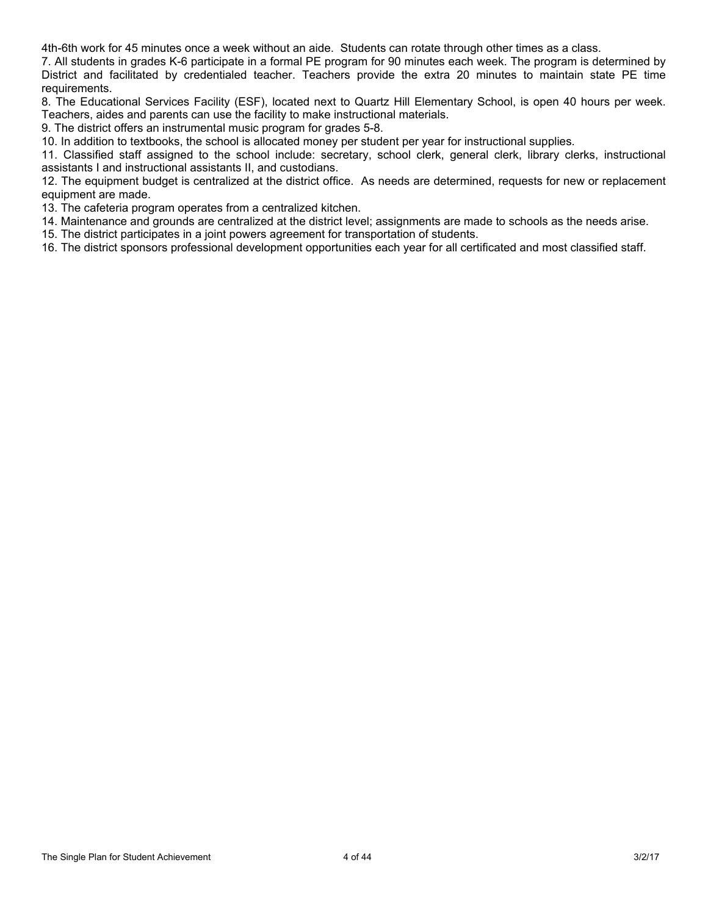4th-6th work for 45 minutes once a week without an aide. Students can rotate through other times as a class.

7. All students in grades K-6 participate in a formal PE program for 90 minutes each week. The program is determined by District and facilitated by credentialed teacher. Teachers provide the extra 20 minutes to maintain state PE time requirements.

8. The Educational Services Facility (ESF), located next to Quartz Hill Elementary School, is open 40 hours per week. Teachers, aides and parents can use the facility to make instructional materials.

9. The district offers an instrumental music program for grades 5-8.

10. In addition to textbooks, the school is allocated money per student per year for instructional supplies.

11. Classified staff assigned to the school include: secretary, school clerk, general clerk, library clerks, instructional assistants I and instructional assistants II, and custodians.

12. The equipment budget is centralized at the district office. As needs are determined, requests for new or replacement equipment are made.

13. The cafeteria program operates from a centralized kitchen.

14. Maintenance and grounds are centralized at the district level; assignments are made to schools as the needs arise.

15. The district participates in a joint powers agreement for transportation of students.

16. The district sponsors professional development opportunities each year for all certificated and most classified staff.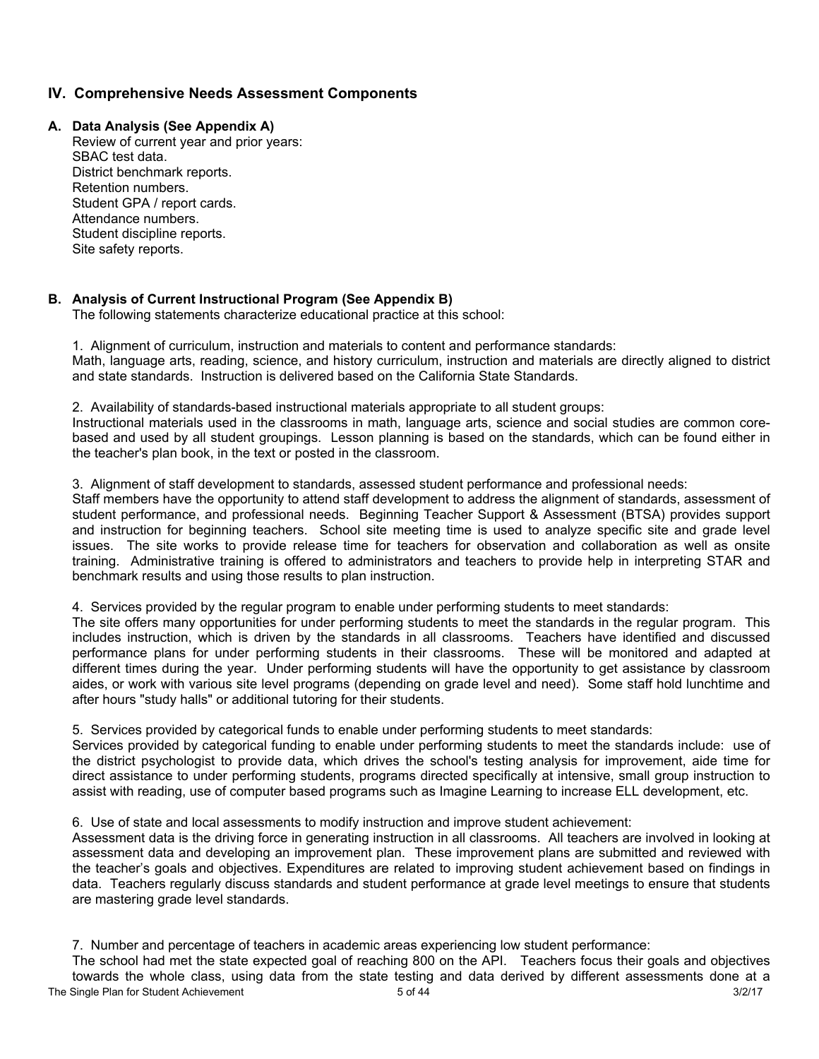## IV. Comprehensive Needs Assessment Components

### A. Data Analysis (See Appendix A)

Review of current year and prior years:
SBAC test data.
District benchmark reports.
Retention numbers.
Student GPA / report cards.
Attendance numbers.
Student discipline reports.
Site safety reports.

### B. Analysis of Current Instructional Program (See Appendix B)

The following statements characterize educational practice at this school:

1. Alignment of curriculum, instruction and materials to content and performance standards:
Math, language arts, reading, science, and history curriculum, instruction and materials are directly aligned to district and state standards. Instruction is delivered based on the California State Standards.

2. Availability of standards-based instructional materials appropriate to all student groups:
Instructional materials used in the classrooms in math, language arts, science and social studies are common core-based and used by all student groupings. Lesson planning is based on the standards, which can be found either in the teacher's plan book, in the text or posted in the classroom.

3. Alignment of staff development to standards, assessed student performance and professional needs:
Staff members have the opportunity to attend staff development to address the alignment of standards, assessment of student performance, and professional needs. Beginning Teacher Support & Assessment (BTSA) provides support and instruction for beginning teachers. School site meeting time is used to analyze specific site and grade level issues. The site works to provide release time for teachers for observation and collaboration as well as onsite training. Administrative training is offered to administrators and teachers to provide help in interpreting STAR and benchmark results and using those results to plan instruction.

4. Services provided by the regular program to enable under performing students to meet standards:
The site offers many opportunities for under performing students to meet the standards in the regular program. This includes instruction, which is driven by the standards in all classrooms. Teachers have identified and discussed performance plans for under performing students in their classrooms. These will be monitored and adapted at different times during the year. Under performing students will have the opportunity to get assistance by classroom aides, or work with various site level programs (depending on grade level and need). Some staff hold lunchtime and after hours "study halls" or additional tutoring for their students.

5. Services provided by categorical funds to enable under performing students to meet standards:
Services provided by categorical funding to enable under performing students to meet the standards include: use of the district psychologist to provide data, which drives the school's testing analysis for improvement, aide time for direct assistance to under performing students, programs directed specifically at intensive, small group instruction to assist with reading, use of computer based programs such as Imagine Learning to increase ELL development, etc.

6. Use of state and local assessments to modify instruction and improve student achievement:
Assessment data is the driving force in generating instruction in all classrooms. All teachers are involved in looking at assessment data and developing an improvement plan. These improvement plans are submitted and reviewed with the teacher's goals and objectives. Expenditures are related to improving student achievement based on findings in data. Teachers regularly discuss standards and student performance at grade level meetings to ensure that students are mastering grade level standards.

7. Number and percentage of teachers in academic areas experiencing low student performance:
The school had met the state expected goal of reaching 800 on the API. Teachers focus their goals and objectives towards the whole class, using data from the state testing and data derived by different assessments done at a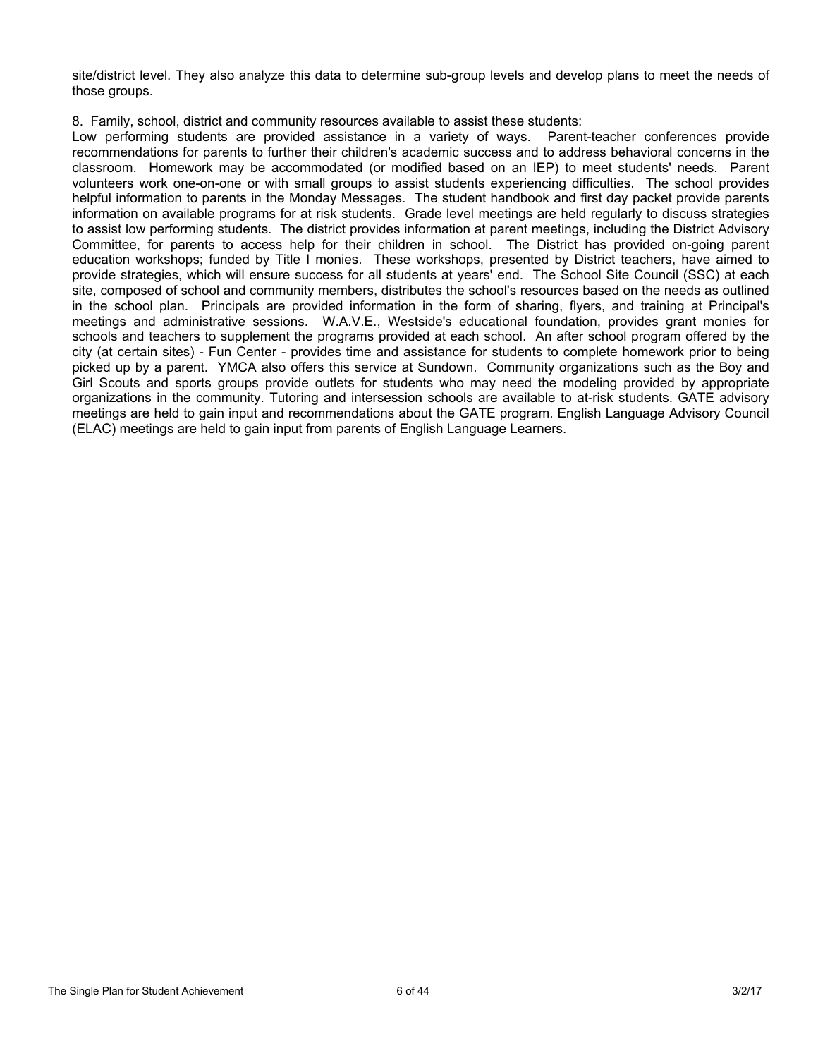site/district level. They also analyze this data to determine sub-group levels and develop plans to meet the needs of those groups.

8. Family, school, district and community resources available to assist these students:
Low performing students are provided assistance in a variety of ways. Parent-teacher conferences provide recommendations for parents to further their children's academic success and to address behavioral concerns in the classroom. Homework may be accommodated (or modified based on an IEP) to meet students' needs. Parent volunteers work one-on-one or with small groups to assist students experiencing difficulties. The school provides helpful information to parents in the Monday Messages. The student handbook and first day packet provide parents information on available programs for at risk students. Grade level meetings are held regularly to discuss strategies to assist low performing students. The district provides information at parent meetings, including the District Advisory Committee, for parents to access help for their children in school. The District has provided on-going parent education workshops; funded by Title I monies. These workshops, presented by District teachers, have aimed to provide strategies, which will ensure success for all students at years' end. The School Site Council (SSC) at each site, composed of school and community members, distributes the school's resources based on the needs as outlined in the school plan. Principals are provided information in the form of sharing, flyers, and training at Principal's meetings and administrative sessions. W.A.V.E., Westside's educational foundation, provides grant monies for schools and teachers to supplement the programs provided at each school. An after school program offered by the city (at certain sites) - Fun Center - provides time and assistance for students to complete homework prior to being picked up by a parent. YMCA also offers this service at Sundown. Community organizations such as the Boy and Girl Scouts and sports groups provide outlets for students who may need the modeling provided by appropriate organizations in the community. Tutoring and intersession schools are available to at-risk students. GATE advisory meetings are held to gain input and recommendations about the GATE program. English Language Advisory Council (ELAC) meetings are held to gain input from parents of English Language Learners.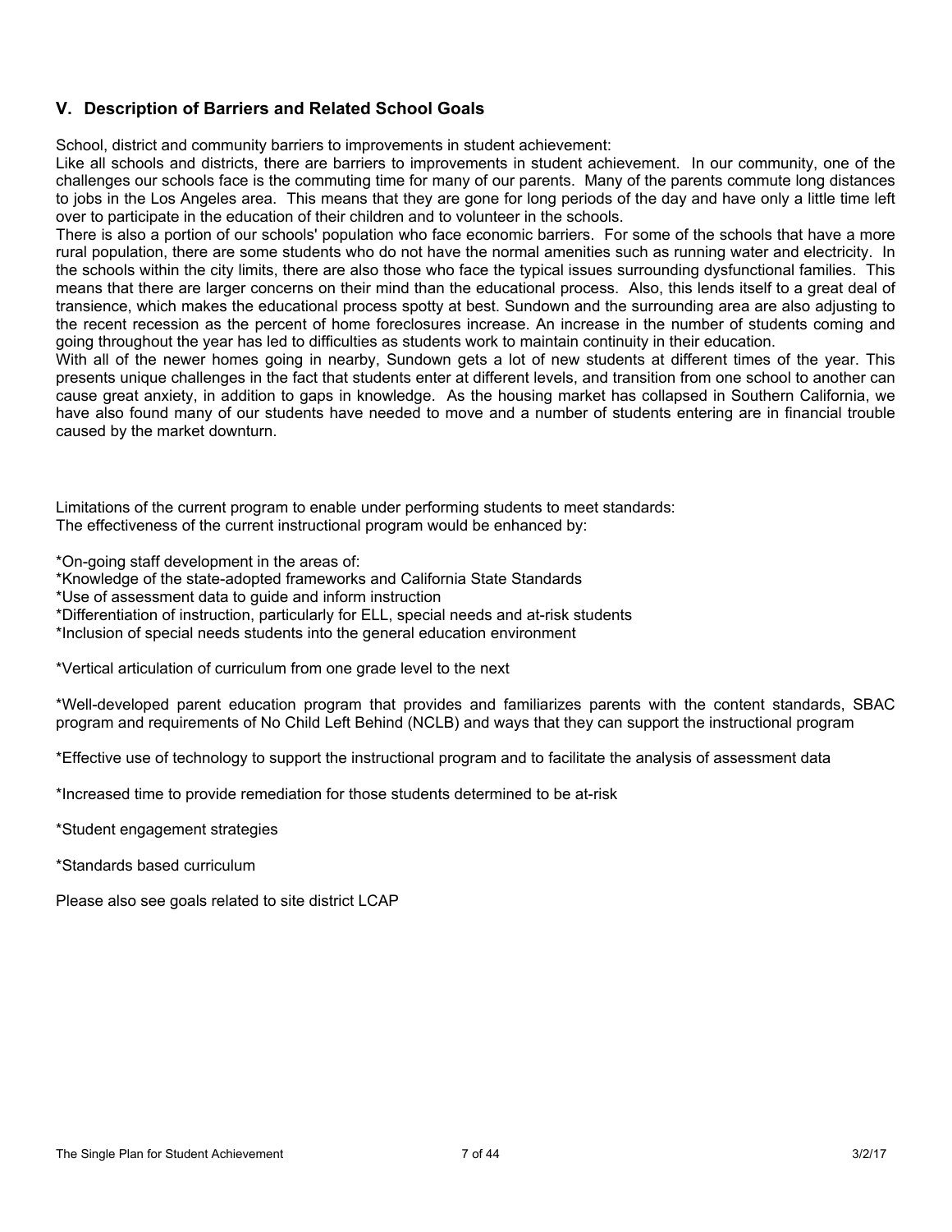## V. Description of Barriers and Related School Goals

School, district and community barriers to improvements in student achievement:
Like all schools and districts, there are barriers to improvements in student achievement. In our community, one of the challenges our schools face is the commuting time for many of our parents. Many of the parents commute long distances to jobs in the Los Angeles area. This means that they are gone for long periods of the day and have only a little time left over to participate in the education of their children and to volunteer in the schools.
There is also a portion of our schools' population who face economic barriers. For some of the schools that have a more rural population, there are some students who do not have the normal amenities such as running water and electricity. In the schools within the city limits, there are also those who face the typical issues surrounding dysfunctional families. This means that there are larger concerns on their mind than the educational process. Also, this lends itself to a great deal of transience, which makes the educational process spotty at best. Sundown and the surrounding area are also adjusting to the recent recession as the percent of home foreclosures increase. An increase in the number of students coming and going throughout the year has led to difficulties as students work to maintain continuity in their education.
With all of the newer homes going in nearby, Sundown gets a lot of new students at different times of the year. This presents unique challenges in the fact that students enter at different levels, and transition from one school to another can cause great anxiety, in addition to gaps in knowledge. As the housing market has collapsed in Southern California, we have also found many of our students have needed to move and a number of students entering are in financial trouble caused by the market downturn.

Limitations of the current program to enable under performing students to meet standards:
The effectiveness of the current instructional program would be enhanced by:

*On-going staff development in the areas of:
*Knowledge of the state-adopted frameworks and California State Standards
*Use of assessment data to guide and inform instruction
*Differentiation of instruction, particularly for ELL, special needs and at-risk students
*Inclusion of special needs students into the general education environment

*Vertical articulation of curriculum from one grade level to the next

*Well-developed parent education program that provides and familiarizes parents with the content standards, SBAC program and requirements of No Child Left Behind (NCLB) and ways that they can support the instructional program

*Effective use of technology to support the instructional program and to facilitate the analysis of assessment data

*Increased time to provide remediation for those students determined to be at-risk

*Student engagement strategies

*Standards based curriculum

Please also see goals related to site district LCAP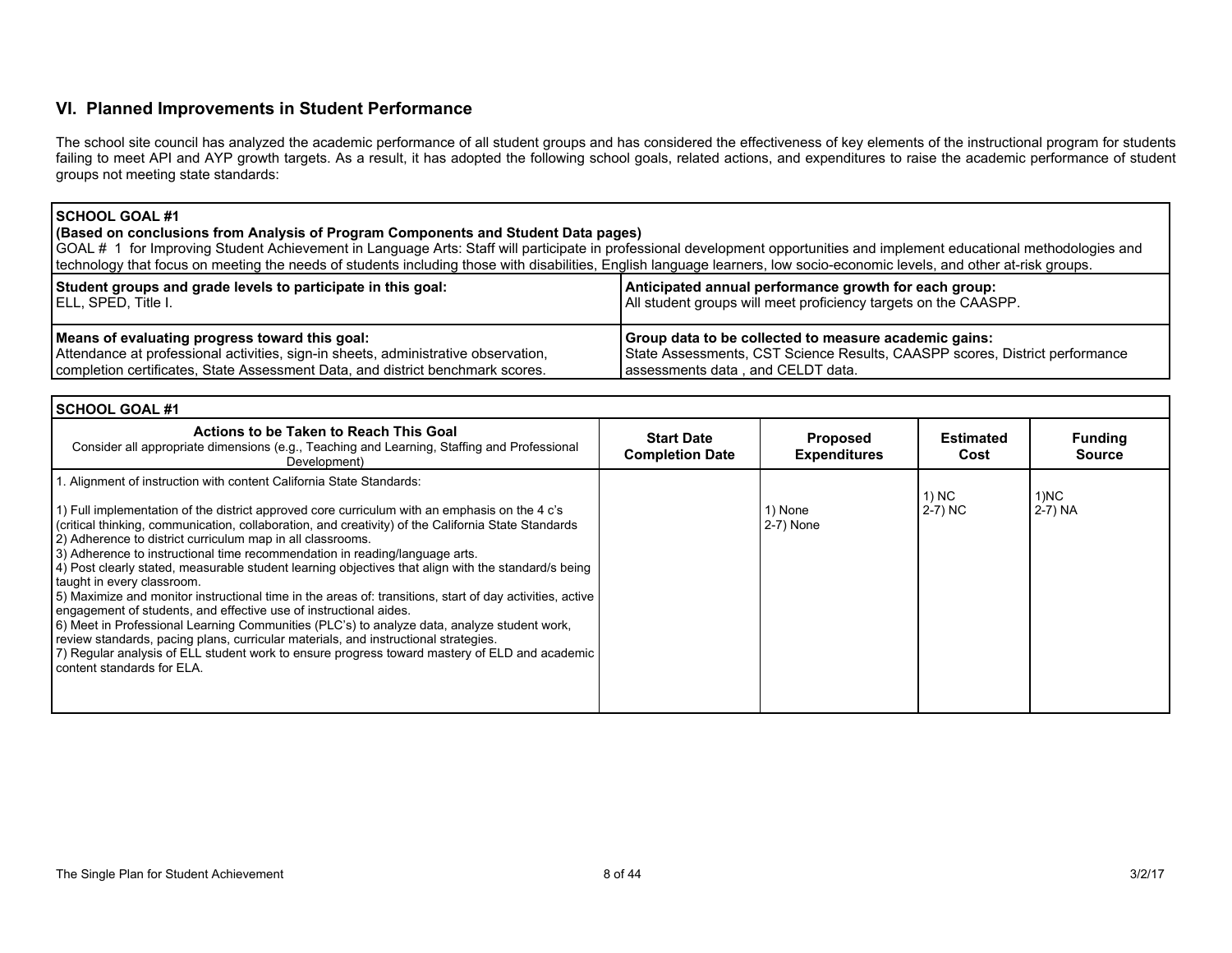## VI. Planned Improvements in Student Performance

The school site council has analyzed the academic performance of all student groups and has considered the effectiveness of key elements of the instructional program for students failing to meet API and AYP growth targets. As a result, it has adopted the following school goals, related actions, and expenditures to raise the academic performance of student groups not meeting state standards:

| **SCHOOL GOAL #1**<br>**(Based on conclusions from Analysis of Program Components and Student Data pages)**<br>GOAL # 1 for Improving Student Achievement in Language Arts: Staff will participate in professional development opportunities and implement educational methodologies and technology that focus on meeting the needs of students including those with disabilities, English language learners, low socio-economic levels, and other at-risk groups. | |
|---|---|
| **Student groups and grade levels to participate in this goal:**<br>ELL, SPED, Title I. | **Anticipated annual performance growth for each group:**<br>All student groups will meet proficiency targets on the CAASPP. |
| **Means of evaluating progress toward this goal:**<br>Attendance at professional activities, sign-in sheets, administrative observation, completion certificates, State Assessment Data, and district benchmark scores. | **Group data to be collected to measure academic gains:**<br>State Assessments, CST Science Results, CAASPP scores, District performance assessments data , and CELDT data. |

**SCHOOL GOAL #1**

| **Actions to be Taken to Reach This Goal**<br>Consider all appropriate dimensions (e.g., Teaching and Learning, Staffing and Professional Development) | **Start Date Completion Date** | **Proposed Expenditures** | **Estimated Cost** | **Funding Source** |
|---|---|---|---|---|
| 1. Alignment of instruction with content California State Standards:<br><br>1) Full implementation of the district approved core curriculum with an emphasis on the 4 c's (critical thinking, communication, collaboration, and creativity) of the California State Standards<br>2) Adherence to district curriculum map in all classrooms.<br>3) Adherence to instructional time recommendation in reading/language arts.<br>4) Post clearly stated, measurable student learning objectives that align with the standard/s being taught in every classroom.<br>5) Maximize and monitor instructional time in the areas of: transitions, start of day activities, active engagement of students, and effective use of instructional aides.<br>6) Meet in Professional Learning Communities (PLC's) to analyze data, analyze student work, review standards, pacing plans, curricular materials, and instructional strategies.<br>7) Regular analysis of ELL student work to ensure progress toward mastery of ELD and academic content standards for ELA. | | 1) None<br>2-7) None | 1) NC<br>2-7) NC | 1)NC<br>2-7) NA |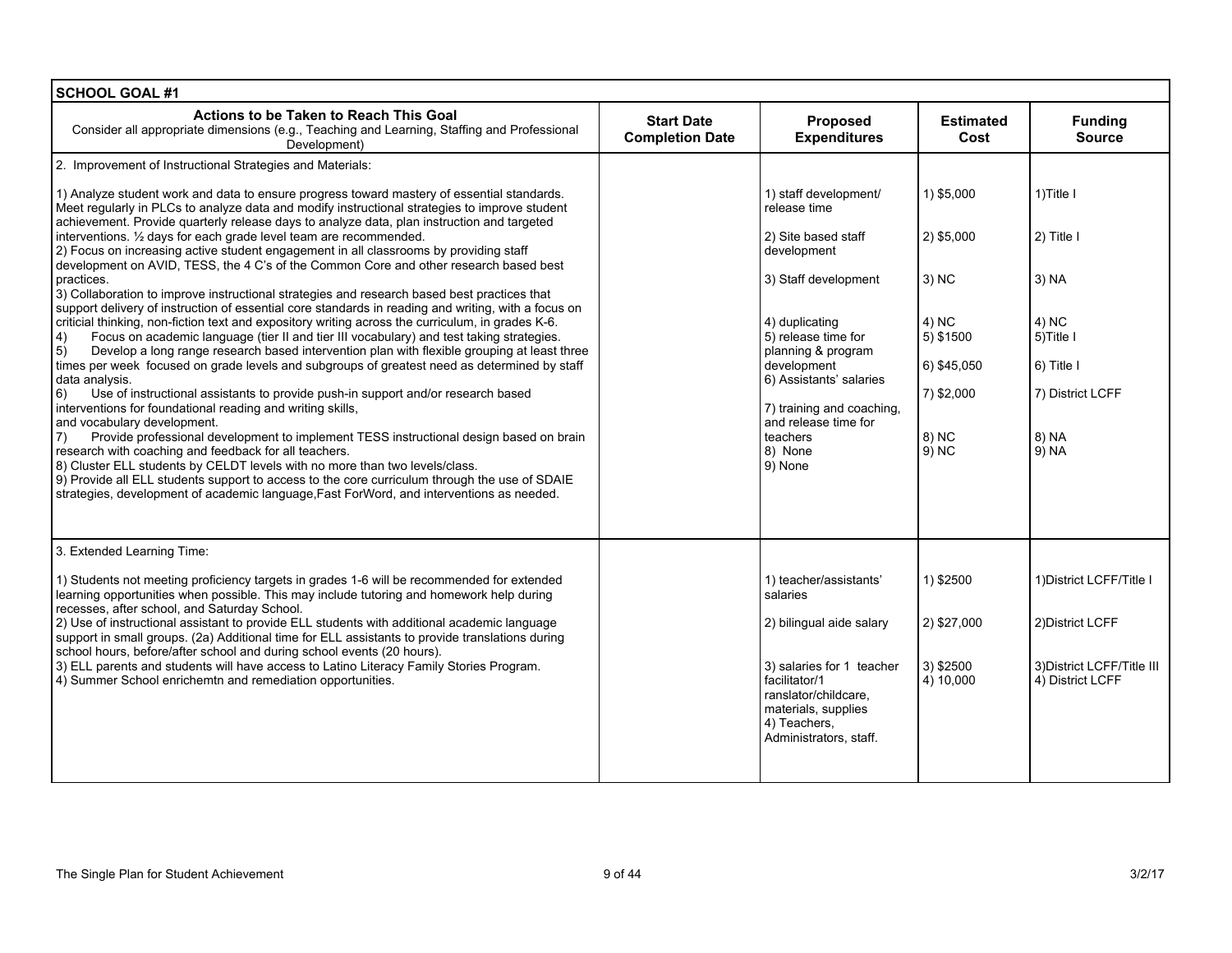| SCHOOL GOAL #1 | | | | |
|---|---|---|---|---|
| **Actions to be Taken to Reach This Goal**<br>Consider all appropriate dimensions (e.g., Teaching and Learning, Staffing and Professional Development) | **Start Date Completion Date** | **Proposed Expenditures** | **Estimated Cost** | **Funding Source** |
| 2. Improvement of Instructional Strategies and Materials:<br><br>1) Analyze student work and data to ensure progress toward mastery of essential standards. Meet regularly in PLCs to analyze data and modify instructional strategies to improve student achievement. Provide quarterly release days to analyze data, plan instruction and targeted interventions. ½ days for each grade level team are recommended.<br>2) Focus on increasing active student engagement in all classrooms by providing staff development on AVID, TESS, the 4 C's of the Common Core and other research based best practices.<br>3) Collaboration to improve instructional strategies and research based best practices that support delivery of instruction of essential core standards in reading and writing, with a focus on criticial thinking, non-fiction text and expository writing across the curriculum, in grades K-6.<br>4) Focus on academic language (tier II and tier III vocabulary) and test taking strategies.<br>5) Develop a long range research based intervention plan with flexible grouping at least three times per week focused on grade levels and subgroups of greatest need as determined by staff data analysis.<br>6) Use of instructional assistants to provide push-in support and/or research based interventions for foundational reading and writing skills, and vocabulary development.<br>7) Provide professional development to implement TESS instructional design based on brain research with coaching and feedback for all teachers.<br>8) Cluster ELL students by CELDT levels with no more than two levels/class.<br>9) Provide all ELL students support to access to the core curriculum through the use of SDAIE strategies, development of academic language,Fast ForWord, and interventions as needed. | | 1) staff development/ release time<br>2) Site based staff development<br>3) Staff development<br>4) duplicating<br>5) release time for planning & program development<br>6) Assistants' salaries<br>7) training and coaching, and release time for teachers<br>8) None<br>9) None | 1) $5,000<br>2) $5,000<br>3) NC<br>4) NC<br>5) $1500<br>6) $45,050<br>7) $2,000<br>8) NC<br>9) NC | 1)Title I<br>2) Title I<br>3) NA<br>4) NC<br>5)Title I<br>6) Title I<br>7) District LCFF<br>8) NA<br>9) NA |
| 3. Extended Learning Time:<br><br>1) Students not meeting proficiency targets in grades 1-6 will be recommended for extended learning opportunities when possible. This may include tutoring and homework help during recesses, after school, and Saturday School.<br>2) Use of instructional assistant to provide ELL students with additional academic language support in small groups. (2a) Additional time for ELL assistants to provide translations during school hours, before/after school and during school events (20 hours).<br>3) ELL parents and students will have access to Latino Literacy Family Stories Program.<br>4) Summer School enrichemtn and remediation opportunities. | | 1) teacher/assistants' salaries<br>2) bilingual aide salary<br>3) salaries for 1 teacher facilitator/1 ranslator/childcare, materials, supplies<br>4) Teachers, Administrators, staff. | 1) $2500<br>2) $27,000<br>3) $2500<br>4) 10,000 | 1)District LCFF/Title I<br>2)District LCFF<br>3)District LCFF/Title III<br>4) District LCFF |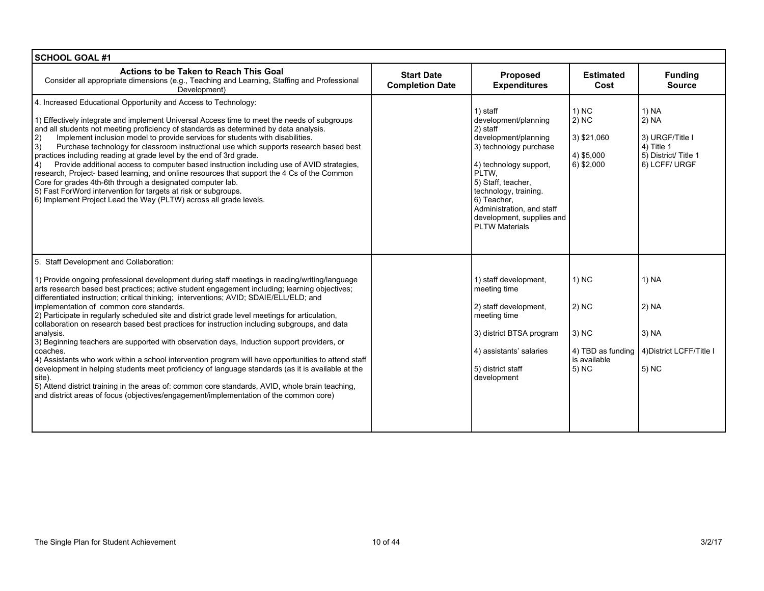| SCHOOL GOAL #1 | | | | |
|---|---|---|---|---|
| **Actions to be Taken to Reach This Goal**<br>Consider all appropriate dimensions (e.g., Teaching and Learning, Staffing and Professional Development) | **Start Date Completion Date** | **Proposed Expenditures** | **Estimated Cost** | **Funding Source** |
| 4. Increased Educational Opportunity and Access to Technology:<br><br>1) Effectively integrate and implement Universal Access time to meet the needs of subgroups and all students not meeting proficiency of standards as determined by data analysis.<br>2) Implement inclusion model to provide services for students with disabilities.<br>3) Purchase technology for classroom instructional use which supports research based best practices including reading at grade level by the end of 3rd grade.<br>4) Provide additional access to computer based instruction including use of AVID strategies, research, Project- based learning, and online resources that support the 4 Cs of the Common Core for grades 4th-6th through a designated computer lab.<br>5) Fast ForWord intervention for targets at risk or subgroups.<br>6) Implement Project Lead the Way (PLTW) across all grade levels. | | 1) staff development/planning<br>2) staff development/planning<br>3) technology purchase<br>4) technology support, PLTW,<br>5) Staff, teacher, technology, training.<br>6) Teacher, Administration, and staff development, supplies and PLTW Materials | 1) NC<br>2) NC<br>3) $21,060<br>4) $5,000<br>6) $2,000 | 1) NA<br>2) NA<br>3) URGF/Title I<br>4) Title 1<br>5) District/ Title 1<br>6) LCFF/ URGF |
| 5. Staff Development and Collaboration:<br><br>1) Provide ongoing professional development during staff meetings in reading/writing/language arts research based best practices; active student engagement including; learning objectives; differentiated instruction; critical thinking; interventions; AVID; SDAIE/ELL/ELD; and implementation of common core standards.<br>2) Participate in regularly scheduled site and district grade level meetings for articulation, collaboration on research based best practices for instruction including subgroups, and data analysis.<br>3) Beginning teachers are supported with observation days, Induction support providers, or coaches.<br>4) Assistants who work within a school intervention program will have opportunities to attend staff development in helping students meet proficiency of language standards (as it is available at the site).<br>5) Attend district training in the areas of: common core standards, AVID, whole brain teaching, and district areas of focus (objectives/engagement/implementation of the common core) | | 1) staff development, meeting time<br>2) staff development, meeting time<br>3) district BTSA program<br>4) assistants' salaries<br>5) district staff development | 1) NC<br>2) NC<br>3) NC<br>4) TBD as funding is available<br>5) NC | 1) NA<br>2) NA<br>3) NA<br>4)District LCFF/Title I<br>5) NC |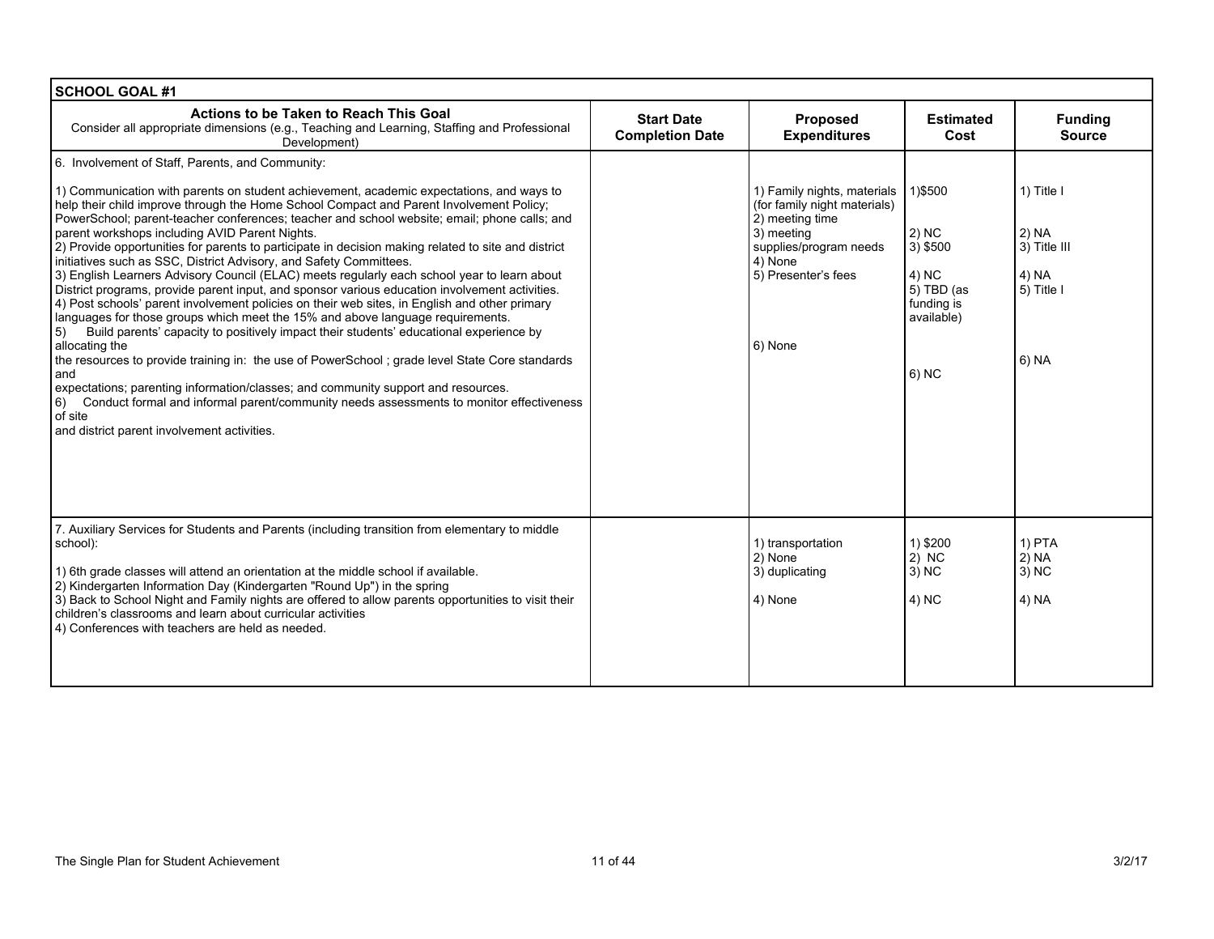| SCHOOL GOAL #1 | | | | |
|---|---|---|---|---|
| **Actions to be Taken to Reach This Goal**<br>Consider all appropriate dimensions (e.g., Teaching and Learning, Staffing and Professional Development) | **Start Date**<br>**Completion Date** | **Proposed Expenditures** | **Estimated Cost** | **Funding Source** |
| 6. Involvement of Staff, Parents, and Community:<br><br>1) Communication with parents on student achievement, academic expectations, and ways to help their child improve through the Home School Compact and Parent Involvement Policy; PowerSchool; parent-teacher conferences; teacher and school website; email; phone calls; and parent workshops including AVID Parent Nights.<br>2) Provide opportunities for parents to participate in decision making related to site and district initiatives such as SSC, District Advisory, and Safety Committees.<br>3) English Learners Advisory Council (ELAC) meets regularly each school year to learn about District programs, provide parent input, and sponsor various education involvement activities.<br>4) Post schools' parent involvement policies on their web sites, in English and other primary languages for those groups which meet the 15% and above language requirements.<br>5) Build parents' capacity to positively impact their students' educational experience by allocating the<br>the resources to provide training in: the use of PowerSchool ; grade level State Core standards and<br>expectations; parenting information/classes; and community support and resources.<br>6) Conduct formal and informal parent/community needs assessments to monitor effectiveness of site<br>and district parent involvement activities. | | 1) Family nights, materials (for family night materials)<br>2) meeting time<br>3) meeting supplies/program needs<br>4) None<br>5) Presenter's fees<br>6) None | 1)$500<br>2) NC<br>3) $500<br>4) NC<br>5) TBD (as funding is available)<br>6) NC | 1) Title I<br>2) NA<br>3) Title III<br>4) NA<br>5) Title I<br>6) NA |
| 7. Auxiliary Services for Students and Parents (including transition from elementary to middle school):<br><br>1) 6th grade classes will attend an orientation at the middle school if available.<br>2) Kindergarten Information Day (Kindergarten "Round Up") in the spring<br>3) Back to School Night and Family nights are offered to allow parents opportunities to visit their children's classrooms and learn about curricular activities<br>4) Conferences with teachers are held as needed. | | 1) transportation<br>2) None<br>3) duplicating<br>4) None | 1) $200<br>2) NC<br>3) NC<br>4) NC | 1) PTA<br>2) NA<br>3) NC<br>4) NA |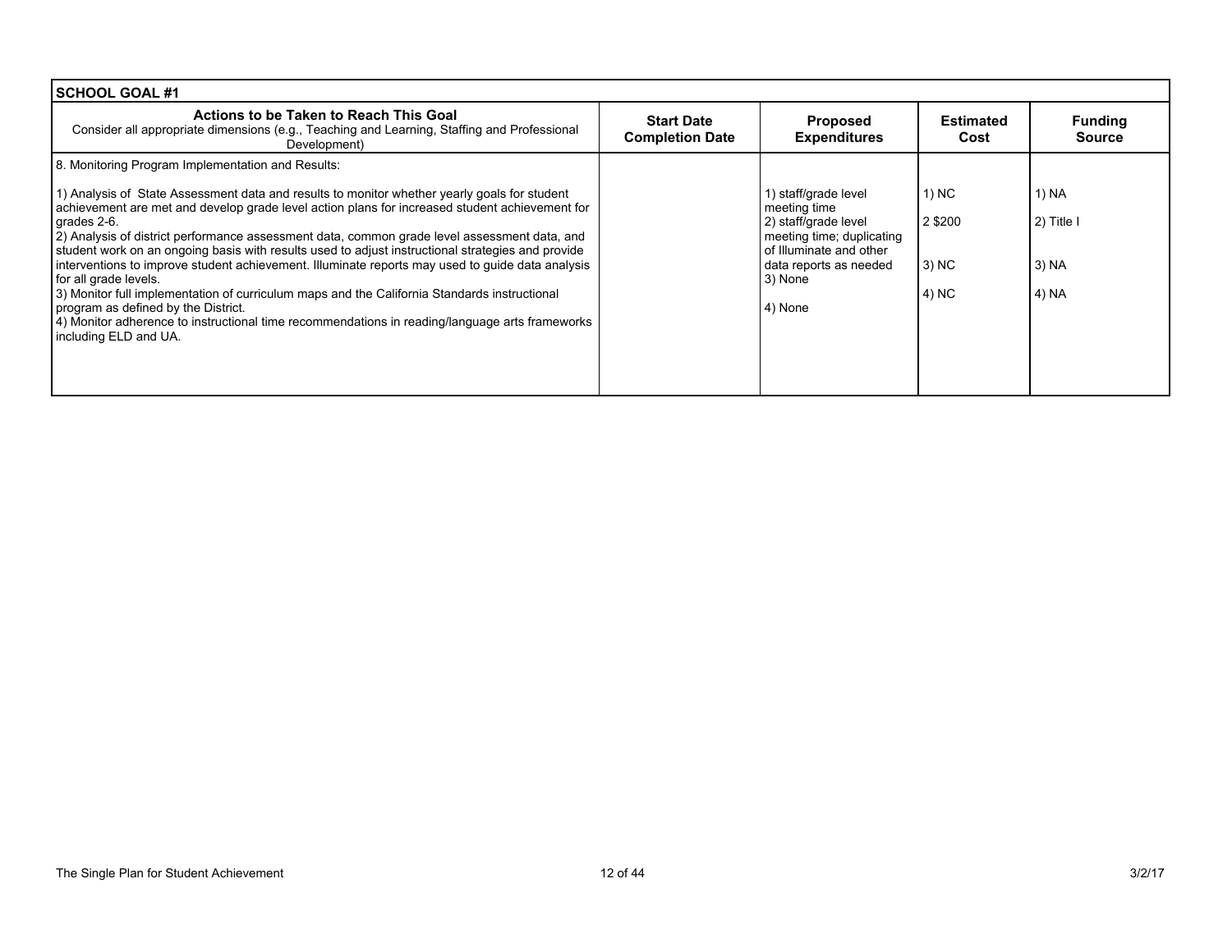| SCHOOL GOAL #1 | | | | |
|---|---|---|---|---|
| **Actions to be Taken to Reach This Goal**<br>Consider all appropriate dimensions (e.g., Teaching and Learning, Staffing and Professional Development) | **Start Date Completion Date** | **Proposed Expenditures** | **Estimated Cost** | **Funding Source** |
| 8. Monitoring Program Implementation and Results:<br><br>1) Analysis of State Assessment data and results to monitor whether yearly goals for student achievement are met and develop grade level action plans for increased student achievement for grades 2-6.<br>2) Analysis of district performance assessment data, common grade level assessment data, and student work on an ongoing basis with results used to adjust instructional strategies and provide interventions to improve student achievement. Illuminate reports may used to guide data analysis for all grade levels.<br>3) Monitor full implementation of curriculum maps and the California Standards instructional program as defined by the District.<br>4) Monitor adherence to instructional time recommendations in reading/language arts frameworks including ELD and UA. | | 1) staff/grade level meeting time<br>2) staff/grade level meeting time; duplicating of Illuminate and other data reports as needed<br>3) None<br>4) None | 1) NC<br>2 $200<br>3) NC<br>4) NC | 1) NA<br>2) Title I<br>3) NA<br>4) NA |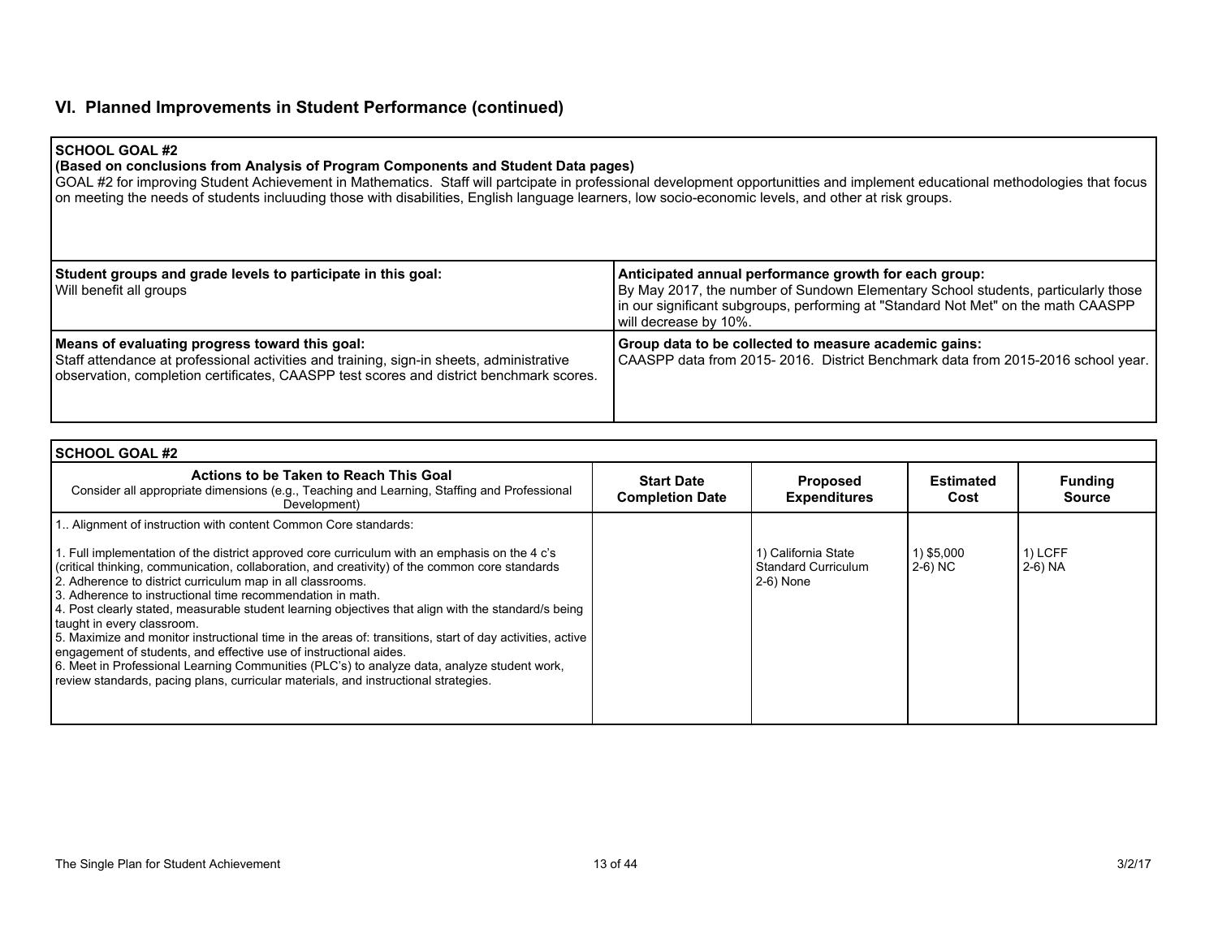## VI. Planned Improvements in Student Performance (continued)

| **SCHOOL GOAL #2**<br>**(Based on conclusions from Analysis of Program Components and Student Data pages)**<br>GOAL #2 for improving Student Achievement in Mathematics. Staff will partcipate in professional development opportunitties and implement educational methodologies that focus on meeting the needs of students incluuding those with disabilities, English language learners, low socio-economic levels, and other at risk groups. | |
|---|---|
| **Student groups and grade levels to participate in this goal:**<br>Will benefit all groups | **Anticipated annual performance growth for each group:**<br>By May 2017, the number of Sundown Elementary School students, particularly those in our significant subgroups, performing at "Standard Not Met" on the math CAASPP will decrease by 10%. |
| **Means of evaluating progress toward this goal:**<br>Staff attendance at professional activities and training, sign-in sheets, administrative observation, completion certificates, CAASPP test scores and district benchmark scores. | **Group data to be collected to measure academic gains:**<br>CAASPP data from 2015- 2016. District Benchmark data from 2015-2016 school year. |

**SCHOOL GOAL #2**

| Actions to be Taken to Reach This Goal<br>Consider all appropriate dimensions (e.g., Teaching and Learning, Staffing and Professional Development) | Start Date<br>Completion Date | Proposed Expenditures | Estimated Cost | Funding Source |
|---|---|---|---|---|
| 1.. Alignment of instruction with content Common Core standards:<br><br>1. Full implementation of the district approved core curriculum with an emphasis on the 4 c's (critical thinking, communication, collaboration, and creativity) of the common core standards<br>2. Adherence to district curriculum map in all classrooms.<br>3. Adherence to instructional time recommendation in math.<br>4. Post clearly stated, measurable student learning objectives that align with the standard/s being taught in every classroom.<br>5. Maximize and monitor instructional time in the areas of: transitions, start of day activities, active engagement of students, and effective use of instructional aides.<br>6. Meet in Professional Learning Communities (PLC's) to analyze data, analyze student work, review standards, pacing plans, curricular materials, and instructional strategies. | | 1) California State Standard Curriculum<br>2-6) None | 1) $5,000<br>2-6) NC | 1) LCFF<br>2-6) NA |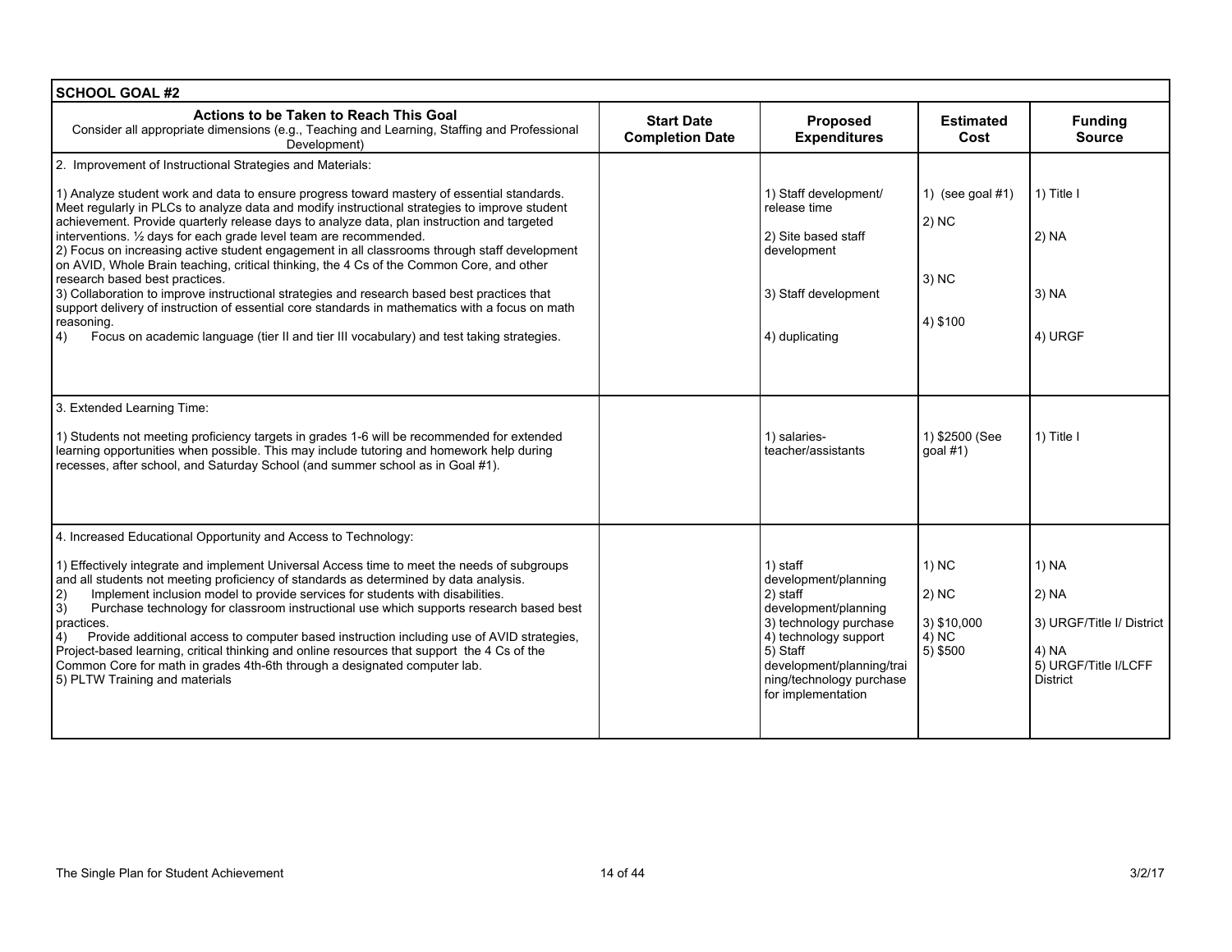| SCHOOL GOAL #2 | | | | |
|---|---|---|---|---|
| **Actions to be Taken to Reach This Goal**<br>Consider all appropriate dimensions (e.g., Teaching and Learning, Staffing and Professional Development) | **Start Date Completion Date** | **Proposed Expenditures** | **Estimated Cost** | **Funding Source** |
| 2. Improvement of Instructional Strategies and Materials:<br><br>1) Analyze student work and data to ensure progress toward mastery of essential standards. Meet regularly in PLCs to analyze data and modify instructional strategies to improve student achievement. Provide quarterly release days to analyze data, plan instruction and targeted interventions. ½ days for each grade level team are recommended.<br>2) Focus on increasing active student engagement in all classrooms through staff development on AVID, Whole Brain teaching, critical thinking, the 4 Cs of the Common Core, and other research based best practices.<br>3) Collaboration to improve instructional strategies and research based best practices that support delivery of instruction of essential core standards in mathematics with a focus on math reasoning.<br>4) Focus on academic language (tier II and tier III vocabulary) and test taking strategies. | | 1) Staff development/ release time<br><br>2) Site based staff development<br><br>3) Staff development<br><br>4) duplicating | 1) (see goal #1)<br><br>2) NC<br><br>3) NC<br><br>4) $100 | 1) Title I<br><br>2) NA<br><br>3) NA<br><br>4) URGF |
| 3. Extended Learning Time:<br><br>1) Students not meeting proficiency targets in grades 1-6 will be recommended for extended learning opportunities when possible. This may include tutoring and homework help during recesses, after school, and Saturday School (and summer school as in Goal #1). | | 1) salaries- teacher/assistants | 1) $2500 (See goal #1) | 1) Title I |
| 4. Increased Educational Opportunity and Access to Technology:<br><br>1) Effectively integrate and implement Universal Access time to meet the needs of subgroups and all students not meeting proficiency of standards as determined by data analysis.<br>2) Implement inclusion model to provide services for students with disabilities.<br>3) Purchase technology for classroom instructional use which supports research based best practices.<br>4) Provide additional access to computer based instruction including use of AVID strategies, Project-based learning, critical thinking and online resources that support the 4 Cs of the Common Core for math in grades 4th-6th through a designated computer lab.<br>5) PLTW Training and materials | | 1) staff development/planning<br>2) staff development/planning<br>3) technology purchase<br>4) technology support<br>5) Staff development/planning/training/technology purchase for implementation | 1) NC<br><br>2) NC<br><br>3) $10,000<br>4) NC<br>5) $500 | 1) NA<br><br>2) NA<br><br>3) URGF/Title I/ District<br><br>4) NA<br>5) URGF/Title I/LCFF District |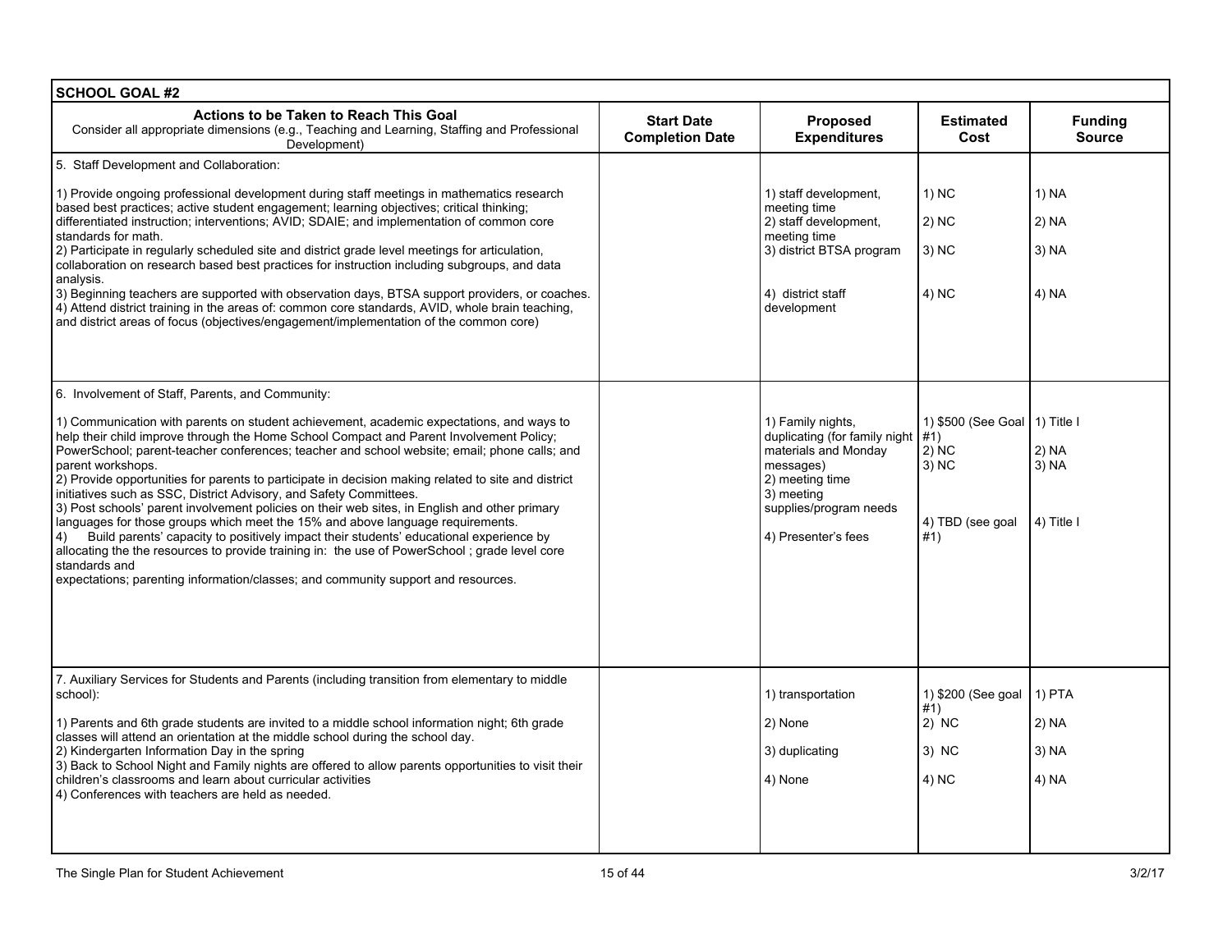| SCHOOL GOAL #2 | | | | |
|---|---|---|---|---|
| **Actions to be Taken to Reach This Goal**<br>Consider all appropriate dimensions (e.g., Teaching and Learning, Staffing and Professional Development) | **Start Date Completion Date** | **Proposed Expenditures** | **Estimated Cost** | **Funding Source** |
| 5. Staff Development and Collaboration:<br><br>1) Provide ongoing professional development during staff meetings in mathematics research based best practices; active student engagement; learning objectives; critical thinking; differentiated instruction; interventions; AVID; SDAIE; and implementation of common core standards for math.<br>2) Participate in regularly scheduled site and district grade level meetings for articulation, collaboration on research based best practices for instruction including subgroups, and data analysis.<br>3) Beginning teachers are supported with observation days, BTSA support providers, or coaches.<br>4) Attend district training in the areas of: common core standards, AVID, whole brain teaching, and district areas of focus (objectives/engagement/implementation of the common core) | | 1) staff development, meeting time<br>2) staff development, meeting time<br>3) district BTSA program<br>4) district staff development | 1) NC<br>2) NC<br>3) NC<br>4) NC | 1) NA<br>2) NA<br>3) NA<br>4) NA |
| 6. Involvement of Staff, Parents, and Community:<br><br>1) Communication with parents on student achievement, academic expectations, and ways to help their child improve through the Home School Compact and Parent Involvement Policy; PowerSchool; parent-teacher conferences; teacher and school website; email; phone calls; and parent workshops.<br>2) Provide opportunities for parents to participate in decision making related to site and district initiatives such as SSC, District Advisory, and Safety Committees.<br>3) Post schools' parent involvement policies on their web sites, in English and other primary languages for those groups which meet the 15% and above language requirements.<br>4) Build parents' capacity to positively impact their students' educational experience by allocating the the resources to provide training in: the use of PowerSchool ; grade level core standards and<br>expectations; parenting information/classes; and community support and resources. | | 1) Family nights, duplicating (for family night materials and Monday messages)<br>2) meeting time<br>3) meeting supplies/program needs<br>4) Presenter's fees | 1) $500 (See Goal #1)<br>2) NC<br>3) NC<br>4) TBD (see goal #1) | 1) Title I<br>2) NA<br>3) NA<br>4) Title I |
| 7. Auxiliary Services for Students and Parents (including transition from elementary to middle school):<br><br>1) Parents and 6th grade students are invited to a middle school information night; 6th grade classes will attend an orientation at the middle school during the school day.<br>2) Kindergarten Information Day in the spring<br>3) Back to School Night and Family nights are offered to allow parents opportunities to visit their children's classrooms and learn about curricular activities<br>4) Conferences with teachers are held as needed. | | 1) transportation<br>2) None<br>3) duplicating<br>4) None | 1) $200 (See goal #1)<br>2) NC<br>3) NC<br>4) NC | 1) PTA<br>2) NA<br>3) NA<br>4) NA |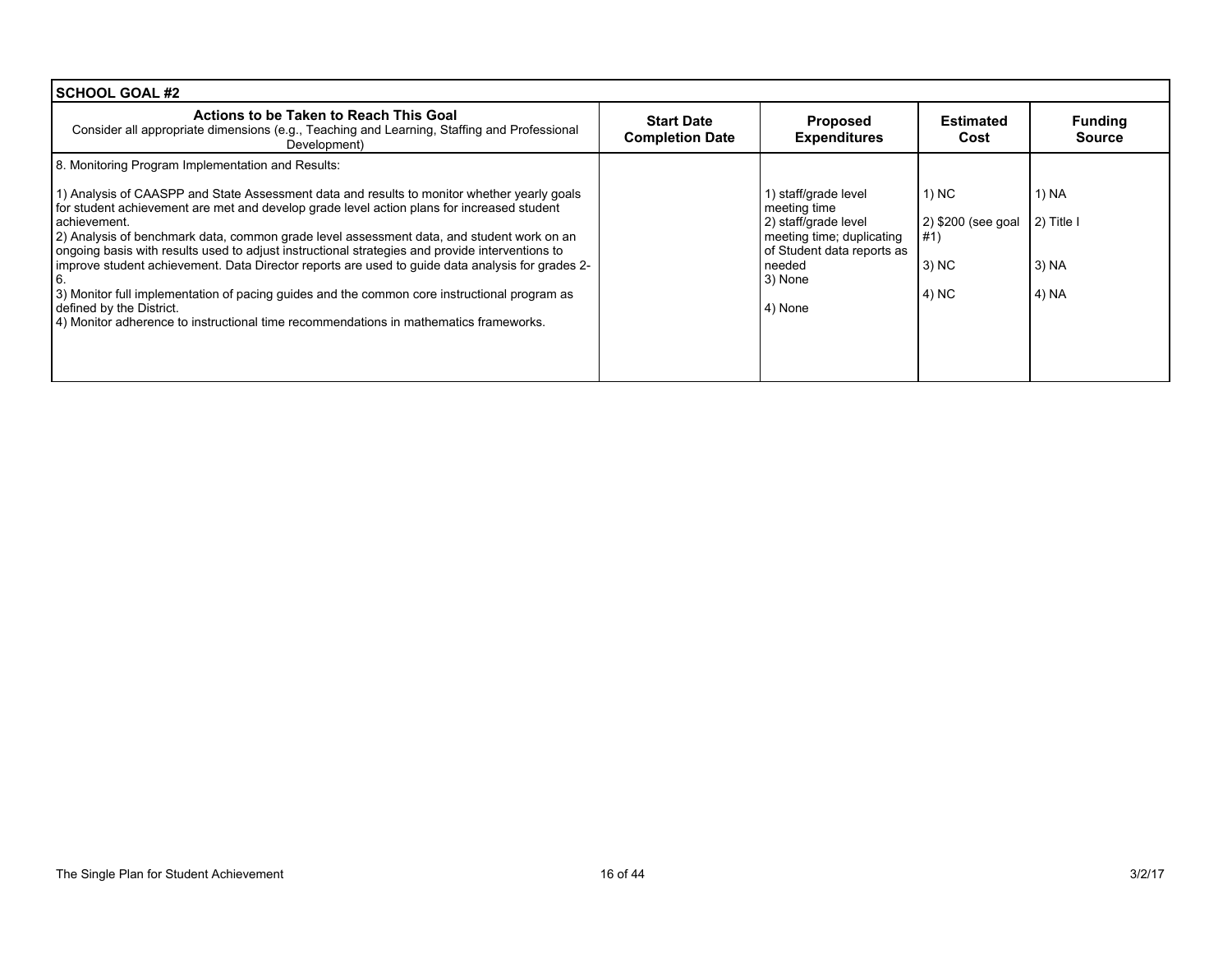| SCHOOL GOAL #2 | | | | |
|---|---|---|---|---|
| **Actions to be Taken to Reach This Goal**<br>Consider all appropriate dimensions (e.g., Teaching and Learning, Staffing and Professional Development) | **Start Date**<br>**Completion Date** | **Proposed Expenditures** | **Estimated Cost** | **Funding Source** |
| 8. Monitoring Program Implementation and Results:<br><br>1) Analysis of CAASPP and State Assessment data and results to monitor whether yearly goals for student achievement are met and develop grade level action plans for increased student achievement.<br>2) Analysis of benchmark data, common grade level assessment data, and student work on an ongoing basis with results used to adjust instructional strategies and provide interventions to improve student achievement. Data Director reports are used to guide data analysis for grades 2-6.<br>3) Monitor full implementation of pacing guides and the common core instructional program as defined by the District.<br>4) Monitor adherence to instructional time recommendations in mathematics frameworks. | | 1) staff/grade level meeting time<br>2) staff/grade level meeting time; duplicating of Student data reports as needed<br>3) None<br>4) None | 1) NC<br>2) $200 (see goal #1)<br>3) NC<br>4) NC | 1) NA<br>2) Title I<br>3) NA<br>4) NA |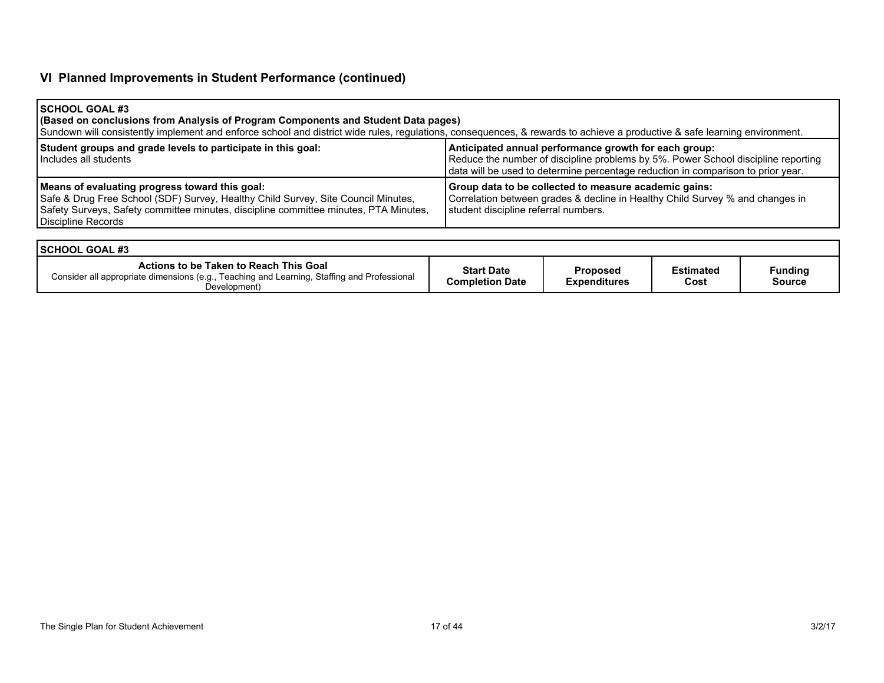## VI Planned Improvements in Student Performance (continued)

**SCHOOL GOAL #3**
**(Based on conclusions from Analysis of Program Components and Student Data pages)**
Sundown will consistently implement and enforce school and district wide rules, regulations, consequences, & rewards to achieve a productive & safe learning environment.

| **Student groups and grade levels to participate in this goal:** | **Anticipated annual performance growth for each group:** |
|---|---|
| Includes all students | Reduce the number of discipline problems by 5%. Power School discipline reporting data will be used to determine percentage reduction in comparison to prior year. |
| **Means of evaluating progress toward this goal:** | **Group data to be collected to measure academic gains:** |
| Safe & Drug Free School (SDF) Survey, Healthy Child Survey, Site Council Minutes, Safety Surveys, Safety committee minutes, discipline committee minutes, PTA Minutes, Discipline Records | Correlation between grades & decline in Healthy Child Survey % and changes in student discipline referral numbers. |

**SCHOOL GOAL #3**

| **Actions to be Taken to Reach This Goal** Consider all appropriate dimensions (e.g., Teaching and Learning, Staffing and Professional Development) | **Start Date Completion Date** | **Proposed Expenditures** | **Estimated Cost** | **Funding Source** |
|---|---|---|---|---|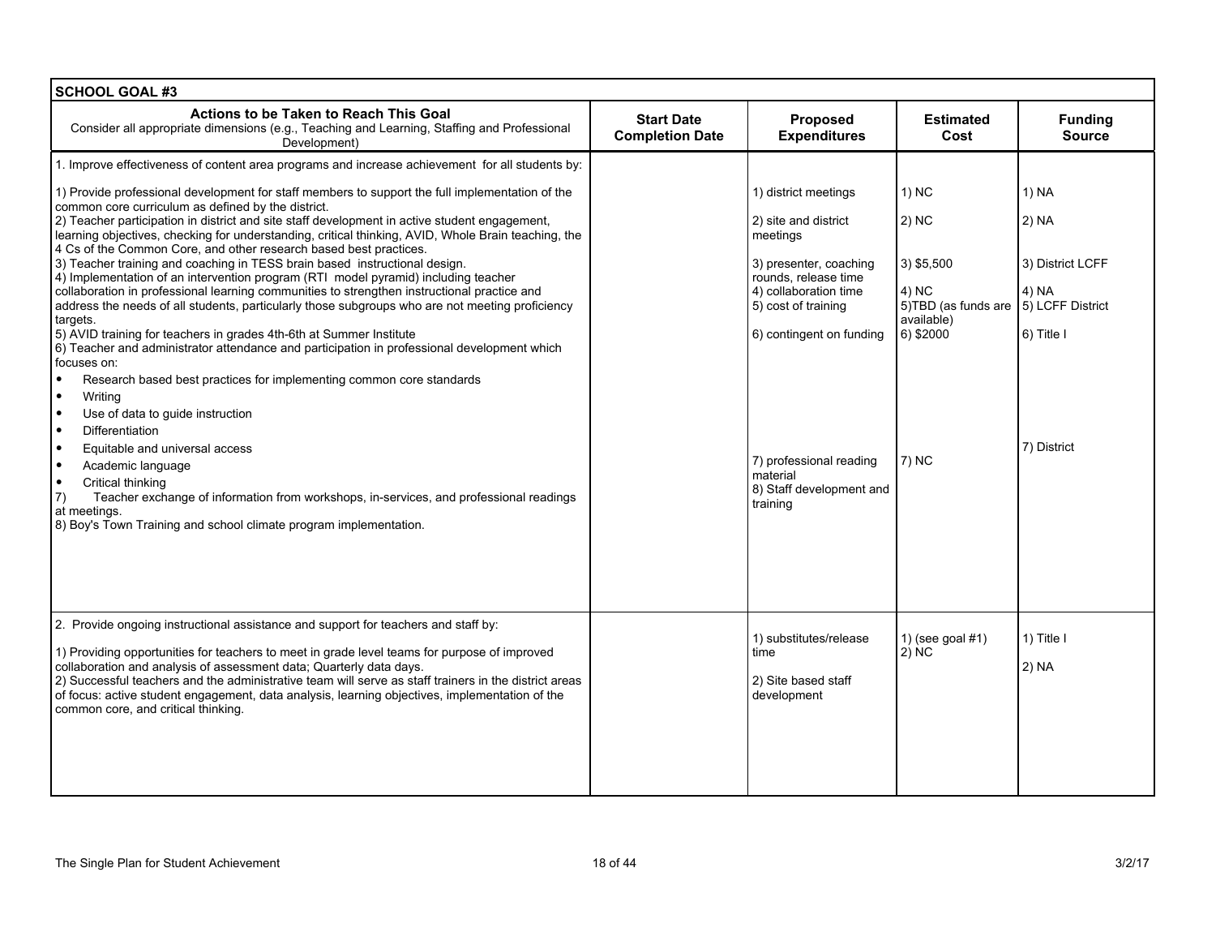| SCHOOL GOAL #3 | | | | |
|---|---|---|---|---|
| **Actions to be Taken to Reach This Goal**<br>Consider all appropriate dimensions (e.g., Teaching and Learning, Staffing and Professional Development) | **Start Date**<br>**Completion Date** | **Proposed Expenditures** | **Estimated Cost** | **Funding Source** |
| 1. Improve effectiveness of content area programs and increase achievement for all students by:<br><br>1) Provide professional development for staff members to support the full implementation of the common core curriculum as defined by the district.<br>2) Teacher participation in district and site staff development in active student engagement, learning objectives, checking for understanding, critical thinking, AVID, Whole Brain teaching, the 4 Cs of the Common Core, and other research based best practices.<br>3) Teacher training and coaching in TESS brain based instructional design.<br>4) Implementation of an intervention program (RTI model pyramid) including teacher collaboration in professional learning communities to strengthen instructional practice and address the needs of all students, particularly those subgroups who are not meeting proficiency targets.<br>5) AVID training for teachers in grades 4th-6th at Summer Institute<br>6) Teacher and administrator attendance and participation in professional development which focuses on:<br>• Research based best practices for implementing common core standards<br>• Writing<br>• Use of data to guide instruction<br>• Differentiation<br>• Equitable and universal access<br>• Academic language<br>• Critical thinking<br>7) Teacher exchange of information from workshops, in-services, and professional readings at meetings.<br>8) Boy's Town Training and school climate program implementation. | | 1) district meetings<br><br>2) site and district meetings<br><br>3) presenter, coaching rounds, release time<br>4) collaboration time<br>5) cost of training<br><br>6) contingent on funding<br><br>7) professional reading material<br>8) Staff development and training | 1) NC<br><br>2) NC<br><br>3) $5,500<br><br>4) NC<br>5)TBD (as funds are available)<br>6) $2000<br><br>7) NC | 1) NA<br><br>2) NA<br><br>3) District LCFF<br><br>4) NA<br>5) LCFF District<br><br>6) Title I<br><br>7) District |
| 2. Provide ongoing instructional assistance and support for teachers and staff by:<br><br>1) Providing opportunities for teachers to meet in grade level teams for purpose of improved collaboration and analysis of assessment data; Quarterly data days.<br>2) Successful teachers and the administrative team will serve as staff trainers in the district areas of focus: active student engagement, data analysis, learning objectives, implementation of the common core, and critical thinking. | | 1) substitutes/release time<br><br>2) Site based staff development | 1) (see goal #1)<br>2) NC | 1) Title I<br><br>2) NA |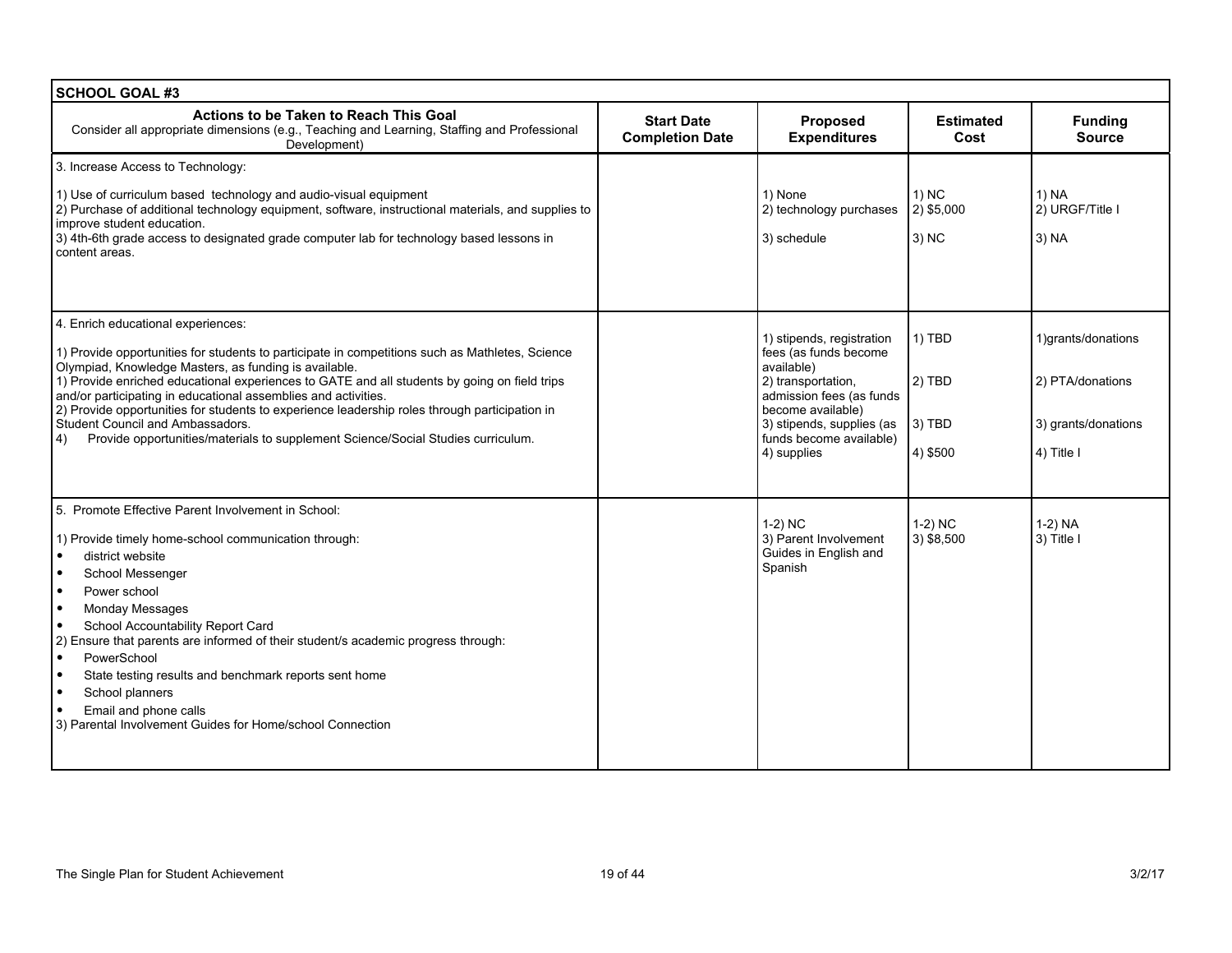| SCHOOL GOAL #3 | | | | |
|---|---|---|---|---|
| **Actions to be Taken to Reach This Goal**<br>Consider all appropriate dimensions (e.g., Teaching and Learning, Staffing and Professional Development) | **Start Date Completion Date** | **Proposed Expenditures** | **Estimated Cost** | **Funding Source** |
| 3. Increase Access to Technology:<br><br>1) Use of curriculum based technology and audio-visual equipment<br>2) Purchase of additional technology equipment, software, instructional materials, and supplies to improve student education.<br>3) 4th-6th grade access to designated grade computer lab for technology based lessons in content areas. | | 1) None<br>2) technology purchases<br>3) schedule | 1) NC<br>2) $5,000<br>3) NC | 1) NA<br>2) URGF/Title I<br>3) NA |
| 4. Enrich educational experiences:<br><br>1) Provide opportunities for students to participate in competitions such as Mathletes, Science Olympiad, Knowledge Masters, as funding is available.<br>1) Provide enriched educational experiences to GATE and all students by going on field trips and/or participating in educational assemblies and activities.<br>2) Provide opportunities for students to experience leadership roles through participation in Student Council and Ambassadors.<br>4) Provide opportunities/materials to supplement Science/Social Studies curriculum. | | 1) stipends, registration fees (as funds become available)<br>2) transportation, admission fees (as funds become available)<br>3) stipends, supplies (as funds become available)<br>4) supplies | 1) TBD<br>2) TBD<br>3) TBD<br>4) $500 | 1)grants/donations<br>2) PTA/donations<br>3) grants/donations<br>4) Title I |
| 5. Promote Effective Parent Involvement in School:<br><br>1) Provide timely home-school communication through:<br>• district website<br>• School Messenger<br>• Power school<br>• Monday Messages<br>• School Accountability Report Card<br>2) Ensure that parents are informed of their student/s academic progress through:<br>• PowerSchool<br>• State testing results and benchmark reports sent home<br>• School planners<br>• Email and phone calls<br>3) Parental Involvement Guides for Home/school Connection | | 1-2) NC<br>3) Parent Involvement Guides in English and Spanish | 1-2) NC<br>3) $8,500 | 1-2) NA<br>3) Title I |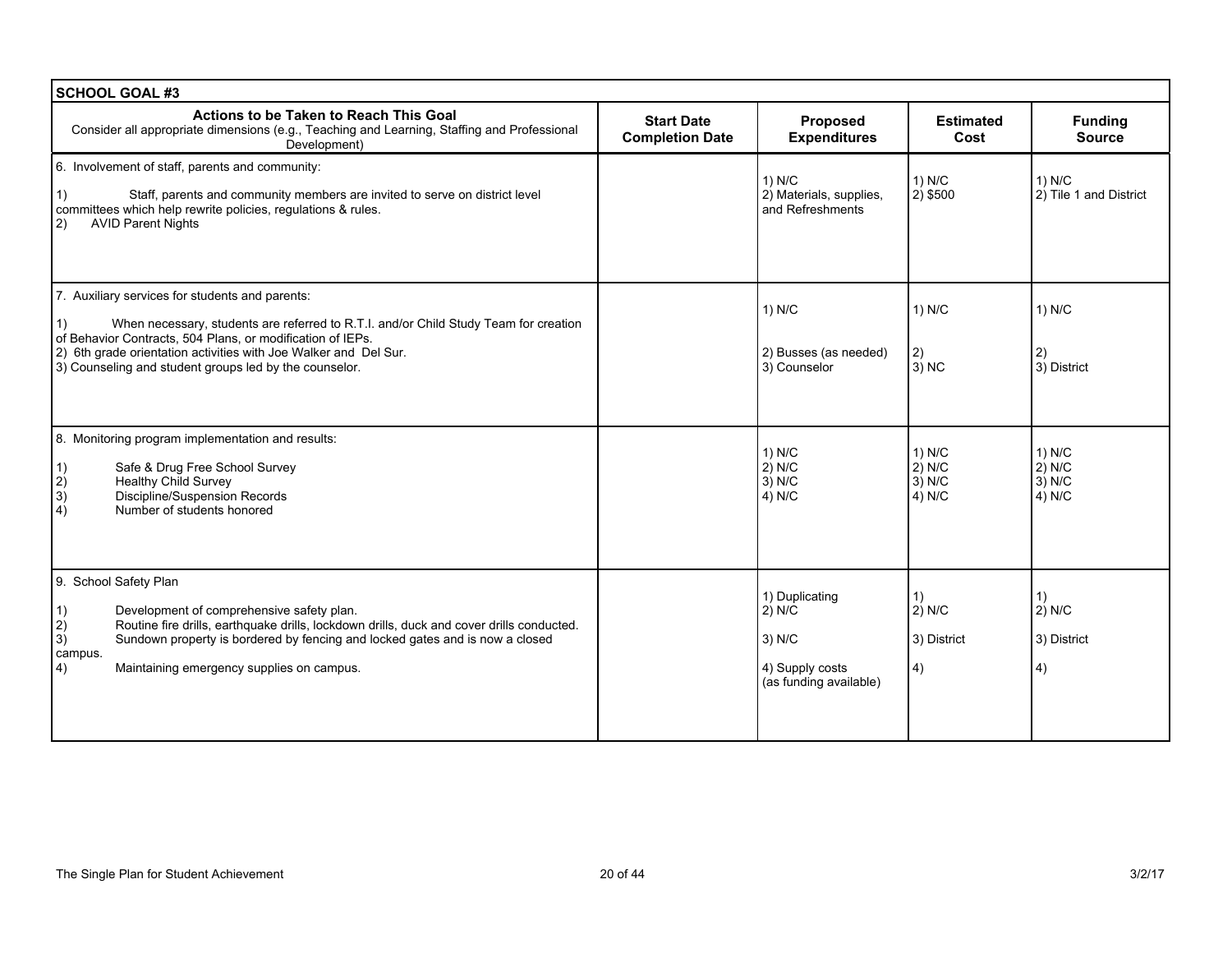| SCHOOL GOAL #3 | | | | |
|---|---|---|---|---|
| **Actions to be Taken to Reach This Goal**<br>Consider all appropriate dimensions (e.g., Teaching and Learning, Staffing and Professional Development) | **Start Date Completion Date** | **Proposed Expenditures** | **Estimated Cost** | **Funding Source** |
| 6. Involvement of staff, parents and community:<br><br>1) Staff, parents and community members are invited to serve on district level committees which help rewrite policies, regulations & rules.<br>2) AVID Parent Nights | | 1) N/C<br>2) Materials, supplies, and Refreshments | 1) N/C<br>2) $500 | 1) N/C<br>2) Tile 1 and District |
| 7. Auxiliary services for students and parents:<br><br>1) When necessary, students are referred to R.T.I. and/or Child Study Team for creation of Behavior Contracts, 504 Plans, or modification of IEPs.<br>2) 6th grade orientation activities with Joe Walker and Del Sur.<br>3) Counseling and student groups led by the counselor. | | 1) N/C<br><br>2) Busses (as needed)<br>3) Counselor | 1) N/C<br><br>2)<br>3) NC | 1) N/C<br><br>2)<br>3) District |
| 8. Monitoring program implementation and results:<br><br>1) Safe & Drug Free School Survey<br>2) Healthy Child Survey<br>3) Discipline/Suspension Records<br>4) Number of students honored | | 1) N/C<br>2) N/C<br>3) N/C<br>4) N/C | 1) N/C<br>2) N/C<br>3) N/C<br>4) N/C | 1) N/C<br>2) N/C<br>3) N/C<br>4) N/C |
| 9. School Safety Plan<br><br>1) Development of comprehensive safety plan.<br>2) Routine fire drills, earthquake drills, lockdown drills, duck and cover drills conducted.<br>3) Sundown property is bordered by fencing and locked gates and is now a closed campus.<br>4) Maintaining emergency supplies on campus. | | 1) Duplicating<br>2) N/C<br><br>3) N/C<br><br>4) Supply costs (as funding available) | 1)<br>2) N/C<br><br>3) District<br><br>4) | 1)<br>2) N/C<br><br>3) District<br><br>4) |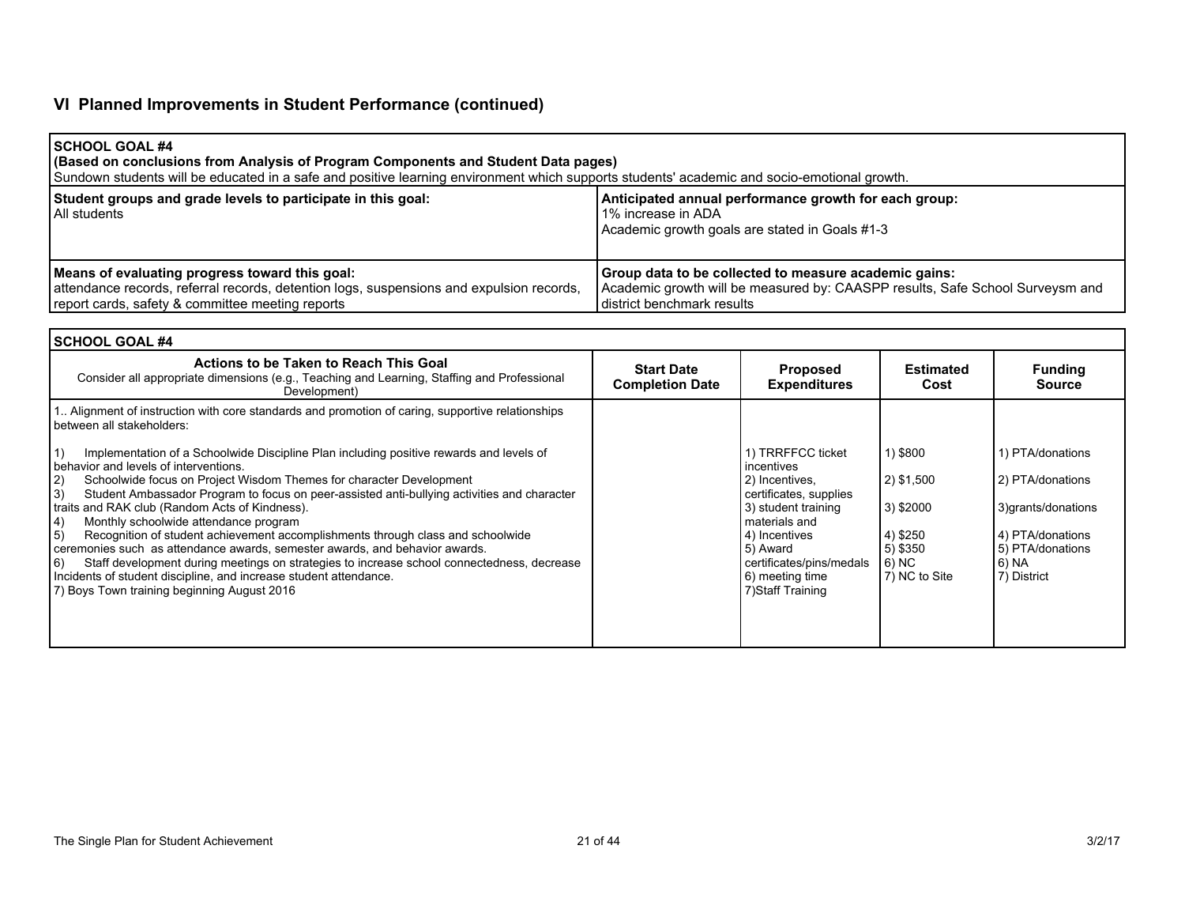## VI Planned Improvements in Student Performance (continued)

| **SCHOOL GOAL #4**<br>**(Based on conclusions from Analysis of Program Components and Student Data pages)**<br>Sundown students will be educated in a safe and positive learning environment which supports students' academic and socio-emotional growth. | |
|---|---|
| **Student groups and grade levels to participate in this goal:**<br>All students | **Anticipated annual performance growth for each group:**<br>1% increase in ADA<br>Academic growth goals are stated in Goals #1-3 |
| **Means of evaluating progress toward this goal:**<br>attendance records, referral records, detention logs, suspensions and expulsion records, report cards, safety & committee meeting reports | **Group data to be collected to measure academic gains:**<br>Academic growth will be measured by: CAASPP results, Safe School Surveysm and district benchmark results |

**SCHOOL GOAL #4**

| **Actions to be Taken to Reach This Goal**<br>Consider all appropriate dimensions (e.g., Teaching and Learning, Staffing and Professional Development) | **Start Date Completion Date** | **Proposed Expenditures** | **Estimated Cost** | **Funding Source** |
|---|---|---|---|---|
| 1.. Alignment of instruction with core standards and promotion of caring, supportive relationships between all stakeholders:<br><br>1) Implementation of a Schoolwide Discipline Plan including positive rewards and levels of behavior and levels of interventions.<br>2) Schoolwide focus on Project Wisdom Themes for character Development<br>3) Student Ambassador Program to focus on peer-assisted anti-bullying activities and character traits and RAK club (Random Acts of Kindness).<br>4) Monthly schoolwide attendance program<br>5) Recognition of student achievement accomplishments through class and schoolwide ceremonies such as attendance awards, semester awards, and behavior awards.<br>6) Staff development during meetings on strategies to increase school connectedness, decrease Incidents of student discipline, and increase student attendance.<br>7) Boys Town training beginning August 2016 | | 1) TRRFFCC ticket incentives<br>2) Incentives, certificates, supplies<br>3) student training materials and<br>4) Incentives<br>5) Award certificates/pins/medals<br>6) meeting time<br>7)Staff Training | 1) $800<br>2) $1,500<br>3) $2000<br>4) $250<br>5) $350<br>6) NC<br>7) NC to Site | 1) PTA/donations<br>2) PTA/donations<br>3)grants/donations<br>4) PTA/donations<br>5) PTA/donations<br>6) NA<br>7) District |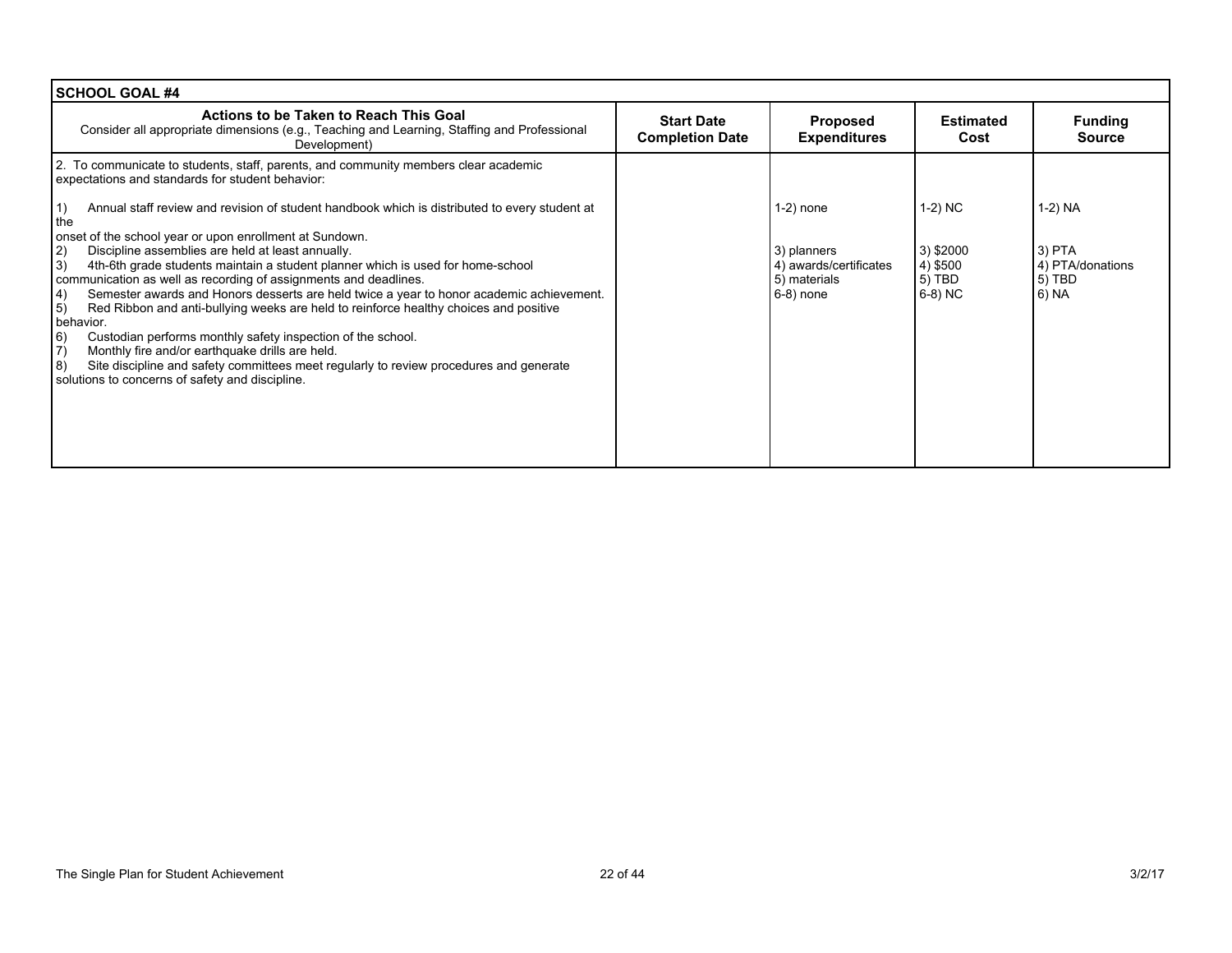| SCHOOL GOAL #4 | | | | |
|---|---|---|---|---|
| **Actions to be Taken to Reach This Goal**<br>Consider all appropriate dimensions (e.g., Teaching and Learning, Staffing and Professional Development) | **Start Date Completion Date** | **Proposed Expenditures** | **Estimated Cost** | **Funding Source** |
| 2. To communicate to students, staff, parents, and community members clear academic expectations and standards for student behavior:<br><br>1) Annual staff review and revision of student handbook which is distributed to every student at the onset of the school year or upon enrollment at Sundown.<br>2) Discipline assemblies are held at least annually.<br>3) 4th-6th grade students maintain a student planner which is used for home-school communication as well as recording of assignments and deadlines.<br>4) Semester awards and Honors desserts are held twice a year to honor academic achievement.<br>5) Red Ribbon and anti-bullying weeks are held to reinforce healthy choices and positive behavior.<br>6) Custodian performs monthly safety inspection of the school.<br>7) Monthly fire and/or earthquake drills are held.<br>8) Site discipline and safety committees meet regularly to review procedures and generate solutions to concerns of safety and discipline. | | 1-2) none<br><br>3) planners<br>4) awards/certificates<br>5) materials<br>6-8) none | 1-2) NC<br><br>3) $2000<br>4) $500<br>5) TBD<br>6-8) NC | 1-2) NA<br><br>3) PTA<br>4) PTA/donations<br>5) TBD<br>6) NA |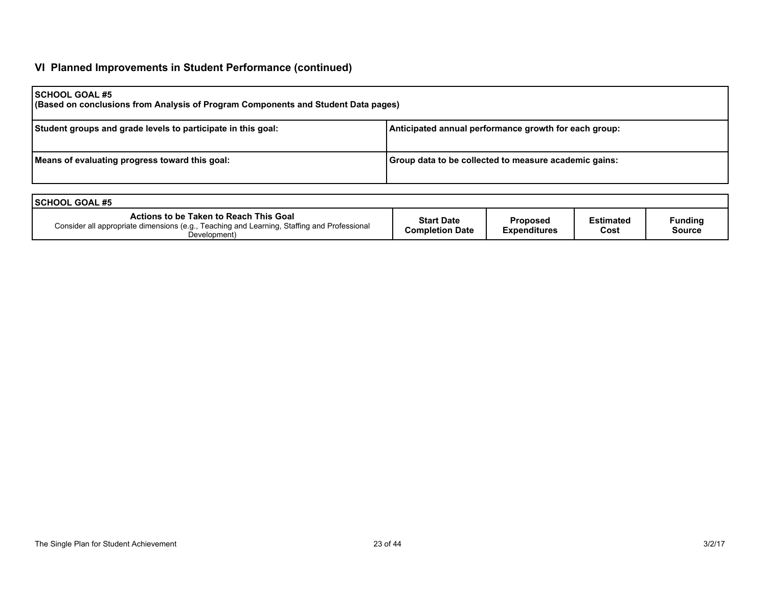## VI Planned Improvements in Student Performance (continued)

| **SCHOOL GOAL #5**<br>**(Based on conclusions from Analysis of Program Components and Student Data pages)** | |
|---|---|
| **Student groups and grade levels to participate in this goal:** | **Anticipated annual performance growth for each group:** |
| **Means of evaluating progress toward this goal:** | **Group data to be collected to measure academic gains:** |

| **SCHOOL GOAL #5** | | | | |
|---|---|---|---|---|
| **Actions to be Taken to Reach This Goal**<br>Consider all appropriate dimensions (e.g., Teaching and Learning, Staffing and Professional Development) | **Start Date Completion Date** | **Proposed Expenditures** | **Estimated Cost** | **Funding Source** |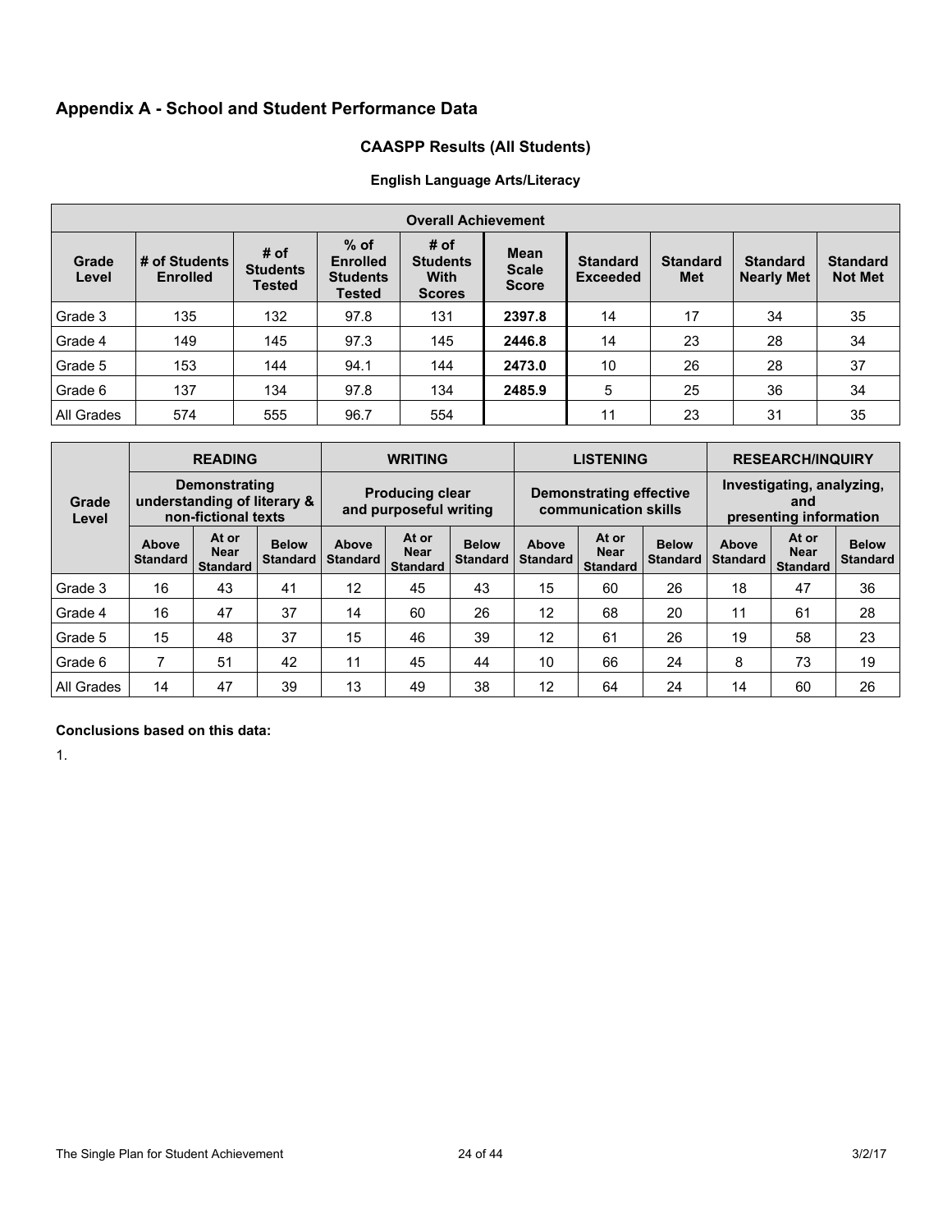## Appendix A - School and Student Performance Data

### CAASPP Results (All Students)

#### English Language Arts/Literacy

| Overall Achievement | | | | | | | | | |
|---|---|---|---|---|---|---|---|---|---|
| Grade Level | # of Students Enrolled | # of Students Tested | % of Enrolled Students Tested | # of Students With Scores | Mean Scale Score | Standard Exceeded | Standard Met | Standard Nearly Met | Standard Not Met |
| Grade 3 | 135 | 132 | 97.8 | 131 | **2397.8** | 14 | 17 | 34 | 35 |
| Grade 4 | 149 | 145 | 97.3 | 145 | **2446.8** | 14 | 23 | 28 | 34 |
| Grade 5 | 153 | 144 | 94.1 | 144 | **2473.0** | 10 | 26 | 28 | 37 |
| Grade 6 | 137 | 134 | 97.8 | 134 | **2485.9** | 5 | 25 | 36 | 34 |
| All Grades | 574 | 555 | 96.7 | 554 | | 11 | 23 | 31 | 35 |

| Grade Level | READING<br>Demonstrating understanding of literary & non-fictional texts | | | WRITING<br>Producing clear and purposeful writing | | | LISTENING<br>Demonstrating effective communication skills | | | RESEARCH/INQUIRY<br>Investigating, analyzing, and presenting information | | |
|---|---|---|---|---|---|---|---|---|---|---|---|---|
| | Above Standard | At or Near Standard | Below Standard | Above Standard | At or Near Standard | Below Standard | Above Standard | At or Near Standard | Below Standard | Above Standard | At or Near Standard | Below Standard |
| Grade 3 | 16 | 43 | 41 | 12 | 45 | 43 | 15 | 60 | 26 | 18 | 47 | 36 |
| Grade 4 | 16 | 47 | 37 | 14 | 60 | 26 | 12 | 68 | 20 | 11 | 61 | 28 |
| Grade 5 | 15 | 48 | 37 | 15 | 46 | 39 | 12 | 61 | 26 | 19 | 58 | 23 |
| Grade 6 | 7 | 51 | 42 | 11 | 45 | 44 | 10 | 66 | 24 | 8 | 73 | 19 |
| All Grades | 14 | 47 | 39 | 13 | 49 | 38 | 12 | 64 | 24 | 14 | 60 | 26 |

**Conclusions based on this data:**

1.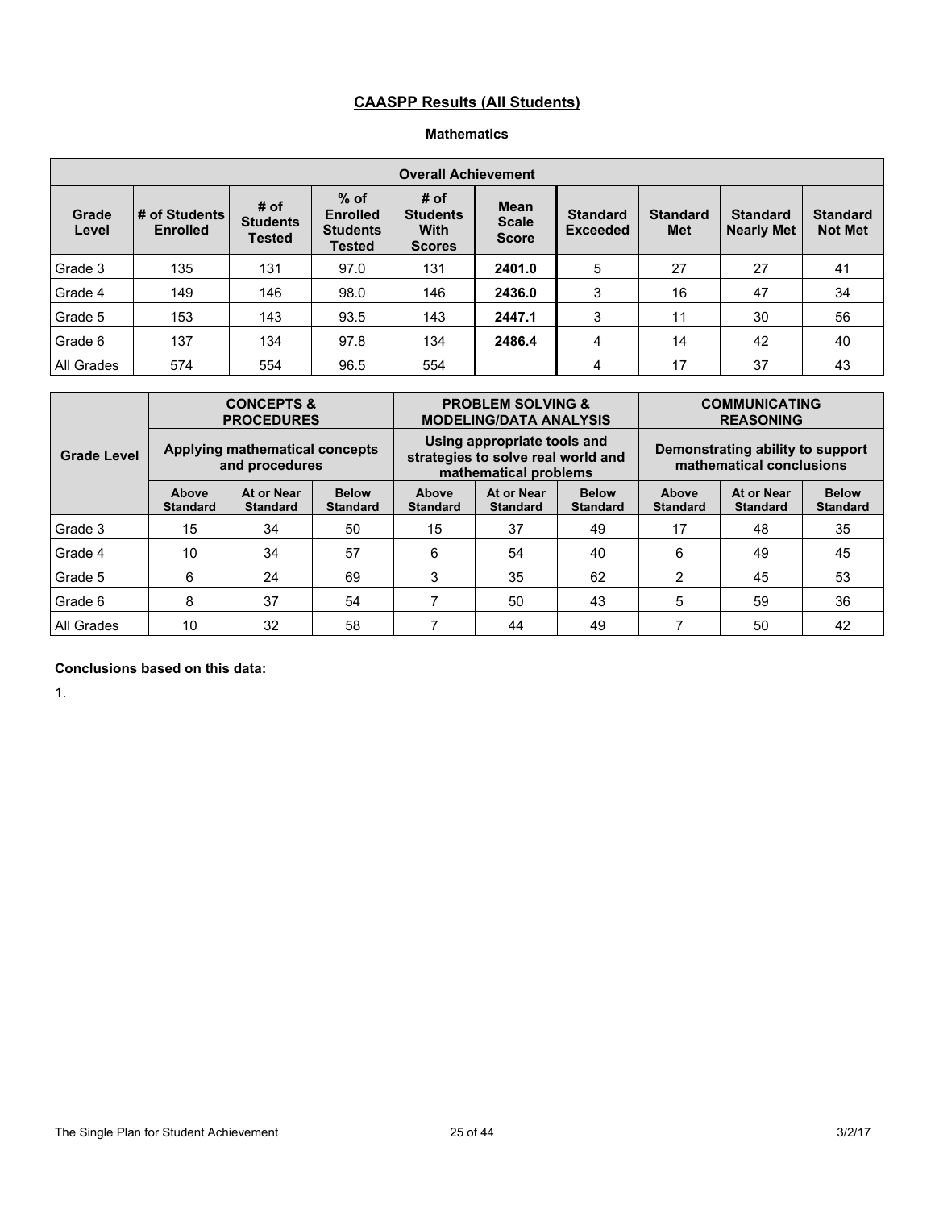## CAASPP Results (All Students)

### Mathematics

| Overall Achievement | | | | | | | | | |
|---|---|---|---|---|---|---|---|---|---|
| Grade Level | # of Students Enrolled | # of Students Tested | % of Enrolled Students Tested | # of Students With Scores | Mean Scale Score | Standard Exceeded | Standard Met | Standard Nearly Met | Standard Not Met |
| Grade 3 | 135 | 131 | 97.0 | 131 | **2401.0** | 5 | 27 | 27 | 41 |
| Grade 4 | 149 | 146 | 98.0 | 146 | **2436.0** | 3 | 16 | 47 | 34 |
| Grade 5 | 153 | 143 | 93.5 | 143 | **2447.1** | 3 | 11 | 30 | 56 |
| Grade 6 | 137 | 134 | 97.8 | 134 | **2486.4** | 4 | 14 | 42 | 40 |
| All Grades | 574 | 554 | 96.5 | 554 | | 4 | 17 | 37 | 43 |

| Grade Level | CONCEPTS & PROCEDURES | | | PROBLEM SOLVING & MODELING/DATA ANALYSIS | | | COMMUNICATING REASONING | | |
|---|---|---|---|---|---|---|---|---|---|
| | Applying mathematical concepts and procedures | | | Using appropriate tools and strategies to solve real world and mathematical problems | | | Demonstrating ability to support mathematical conclusions | | |
| | Above Standard | At or Near Standard | Below Standard | Above Standard | At or Near Standard | Below Standard | Above Standard | At or Near Standard | Below Standard |
| Grade 3 | 15 | 34 | 50 | 15 | 37 | 49 | 17 | 48 | 35 |
| Grade 4 | 10 | 34 | 57 | 6 | 54 | 40 | 6 | 49 | 45 |
| Grade 5 | 6 | 24 | 69 | 3 | 35 | 62 | 2 | 45 | 53 |
| Grade 6 | 8 | 37 | 54 | 7 | 50 | 43 | 5 | 59 | 36 |
| All Grades | 10 | 32 | 58 | 7 | 44 | 49 | 7 | 50 | 42 |

**Conclusions based on this data:**

1.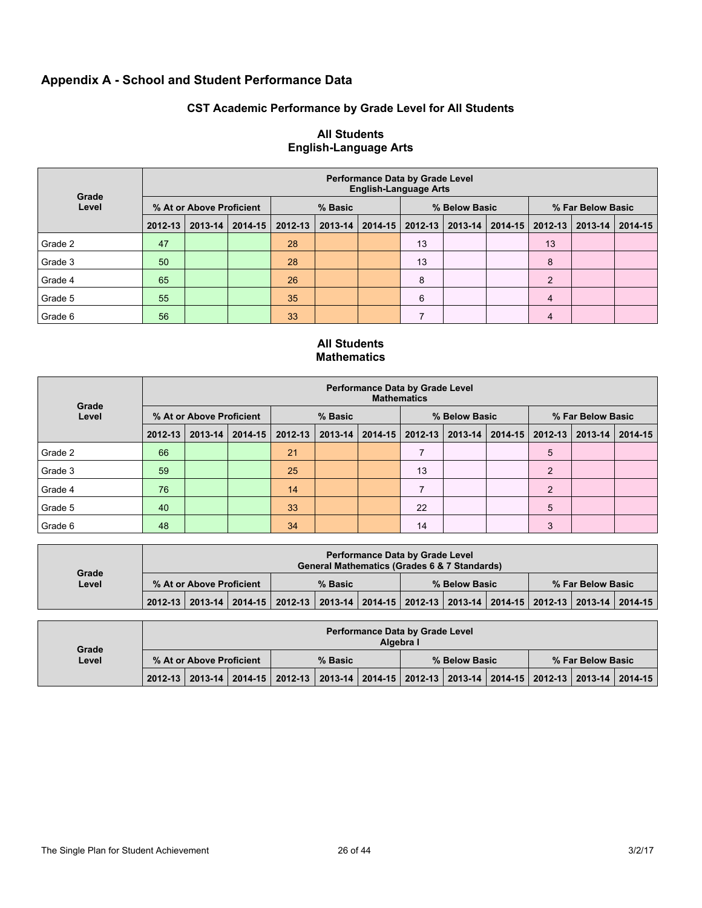## Appendix A - School and Student Performance Data

### CST Academic Performance by Grade Level for All Students

#### All Students
#### English-Language Arts

| Grade Level | Performance Data by Grade Level English-Language Arts | | | | | | | | | | | |
|---|---|---|---|---|---|---|---|---|---|---|---|---|
| | % At or Above Proficient | | | % Basic | | | % Below Basic | | | % Far Below Basic | | |
| | 2012-13 | 2013-14 | 2014-15 | 2012-13 | 2013-14 | 2014-15 | 2012-13 | 2013-14 | 2014-15 | 2012-13 | 2013-14 | 2014-15 |
| Grade 2 | 47 | | | 28 | | | 13 | | | 13 | | |
| Grade 3 | 50 | | | 28 | | | 13 | | | 8 | | |
| Grade 4 | 65 | | | 26 | | | 8 | | | 2 | | |
| Grade 5 | 55 | | | 35 | | | 6 | | | 4 | | |
| Grade 6 | 56 | | | 33 | | | 7 | | | 4 | | |

#### All Students
#### Mathematics

| Grade Level | Performance Data by Grade Level Mathematics | | | | | | | | | | | |
|---|---|---|---|---|---|---|---|---|---|---|---|---|
| | % At or Above Proficient | | | % Basic | | | % Below Basic | | | % Far Below Basic | | |
| | 2012-13 | 2013-14 | 2014-15 | 2012-13 | 2013-14 | 2014-15 | 2012-13 | 2013-14 | 2014-15 | 2012-13 | 2013-14 | 2014-15 |
| Grade 2 | 66 | | | 21 | | | 7 | | | 5 | | |
| Grade 3 | 59 | | | 25 | | | 13 | | | 2 | | |
| Grade 4 | 76 | | | 14 | | | 7 | | | 2 | | |
| Grade 5 | 40 | | | 33 | | | 22 | | | 5 | | |
| Grade 6 | 48 | | | 34 | | | 14 | | | 3 | | |

| Grade Level | Performance Data by Grade Level General Mathematics (Grades 6 & 7 Standards) | | | | | | | | | | | |
|---|---|---|---|---|---|---|---|---|---|---|---|---|
| | % At or Above Proficient | | | % Basic | | | % Below Basic | | | % Far Below Basic | | |
| | 2012-13 | 2013-14 | 2014-15 | 2012-13 | 2013-14 | 2014-15 | 2012-13 | 2013-14 | 2014-15 | 2012-13 | 2013-14 | 2014-15 |

| Grade Level | Performance Data by Grade Level Algebra I | | | | | | | | | | | |
|---|---|---|---|---|---|---|---|---|---|---|---|---|
| | % At or Above Proficient | | | % Basic | | | % Below Basic | | | % Far Below Basic | | |
| | 2012-13 | 2013-14 | 2014-15 | 2012-13 | 2013-14 | 2014-15 | 2012-13 | 2013-14 | 2014-15 | 2012-13 | 2013-14 | 2014-15 |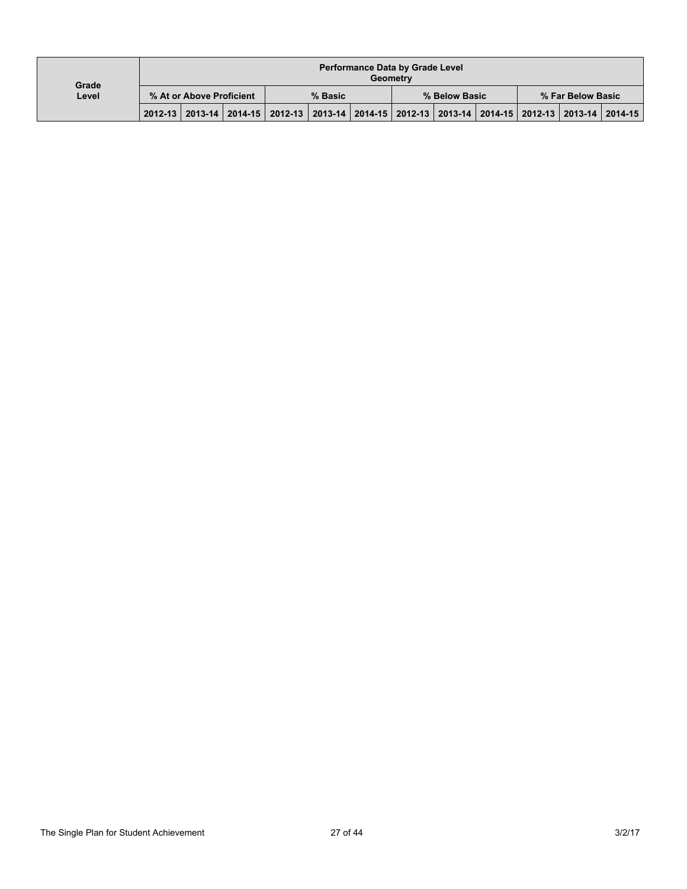| Grade Level | Performance Data by Grade Level<br>Geometry | | | | | | | | | | | |
|---|---|---|---|---|---|---|---|---|---|---|---|---|
| | % At or Above Proficient | | | % Basic | | | % Below Basic | | | % Far Below Basic | | |
| | 2012-13 | 2013-14 | 2014-15 | 2012-13 | 2013-14 | 2014-15 | 2012-13 | 2013-14 | 2014-15 | 2012-13 | 2013-14 | 2014-15 |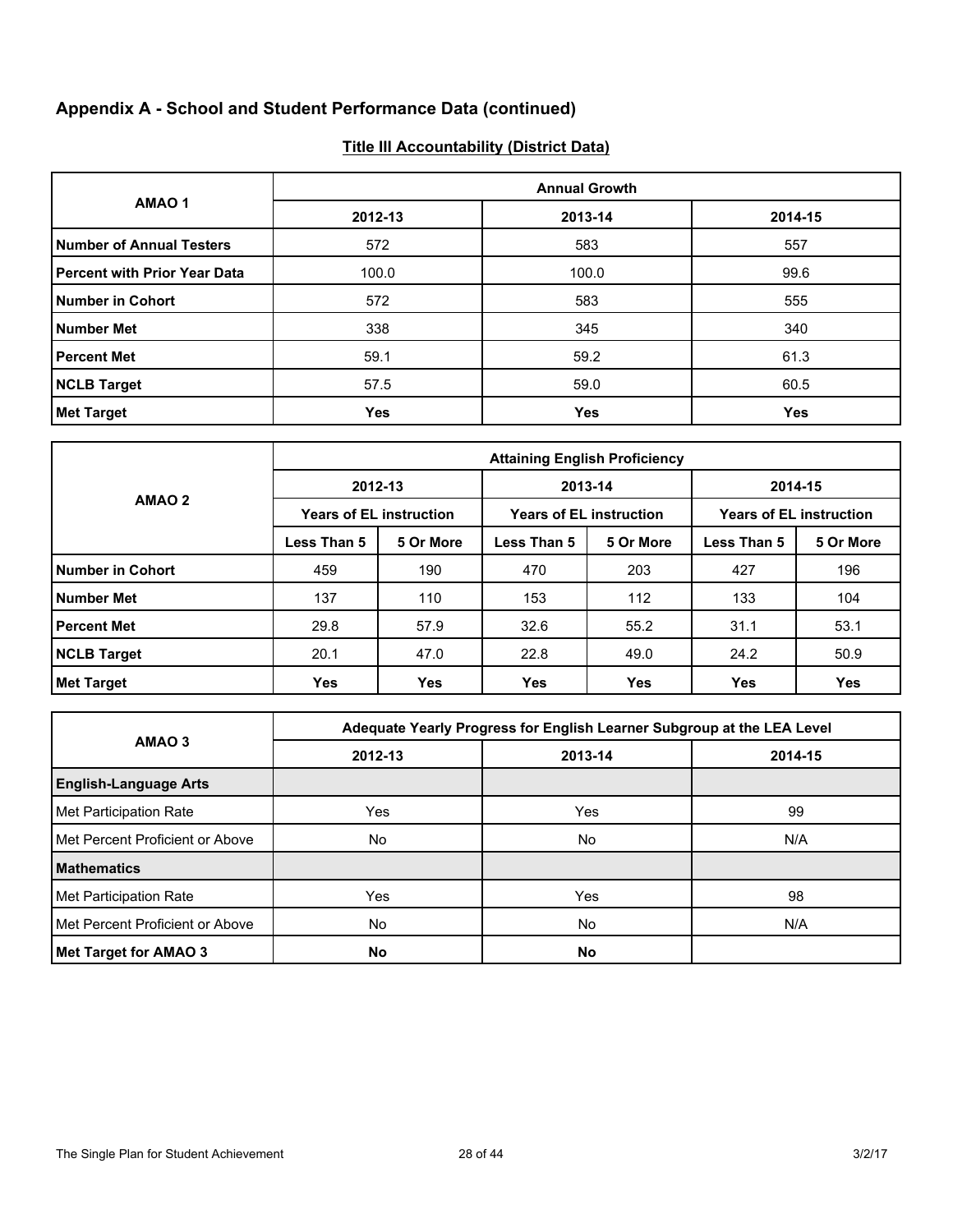## Appendix A - School and Student Performance Data (continued)

### Title III Accountability (District Data)

| AMAO 1 | Annual Growth | | |
|---|---|---|---|
| | 2012-13 | 2013-14 | 2014-15 |
| **Number of Annual Testers** | 572 | 583 | 557 |
| **Percent with Prior Year Data** | 100.0 | 100.0 | 99.6 |
| **Number in Cohort** | 572 | 583 | 555 |
| **Number Met** | 338 | 345 | 340 |
| **Percent Met** | 59.1 | 59.2 | 61.3 |
| **NCLB Target** | 57.5 | 59.0 | 60.5 |
| **Met Target** | **Yes** | **Yes** | **Yes** |

| AMAO 2 | Attaining English Proficiency | | | | | |
|---|---|---|---|---|---|---|
| | 2012-13 | | 2013-14 | | 2014-15 | |
| | Years of EL instruction | | Years of EL instruction | | Years of EL instruction | |
| | Less Than 5 | 5 Or More | Less Than 5 | 5 Or More | Less Than 5 | 5 Or More |
| **Number in Cohort** | 459 | 190 | 470 | 203 | 427 | 196 |
| **Number Met** | 137 | 110 | 153 | 112 | 133 | 104 |
| **Percent Met** | 29.8 | 57.9 | 32.6 | 55.2 | 31.1 | 53.1 |
| **NCLB Target** | 20.1 | 47.0 | 22.8 | 49.0 | 24.2 | 50.9 |
| **Met Target** | **Yes** | **Yes** | **Yes** | **Yes** | **Yes** | **Yes** |

| AMAO 3 | Adequate Yearly Progress for English Learner Subgroup at the LEA Level | | |
|---|---|---|---|
| | 2012-13 | 2013-14 | 2014-15 |
| **English-Language Arts** | | | |
| Met Participation Rate | Yes | Yes | 99 |
| Met Percent Proficient or Above | No | No | N/A |
| **Mathematics** | | | |
| Met Participation Rate | Yes | Yes | 98 |
| Met Percent Proficient or Above | No | No | N/A |
| **Met Target for AMAO 3** | **No** | **No** | |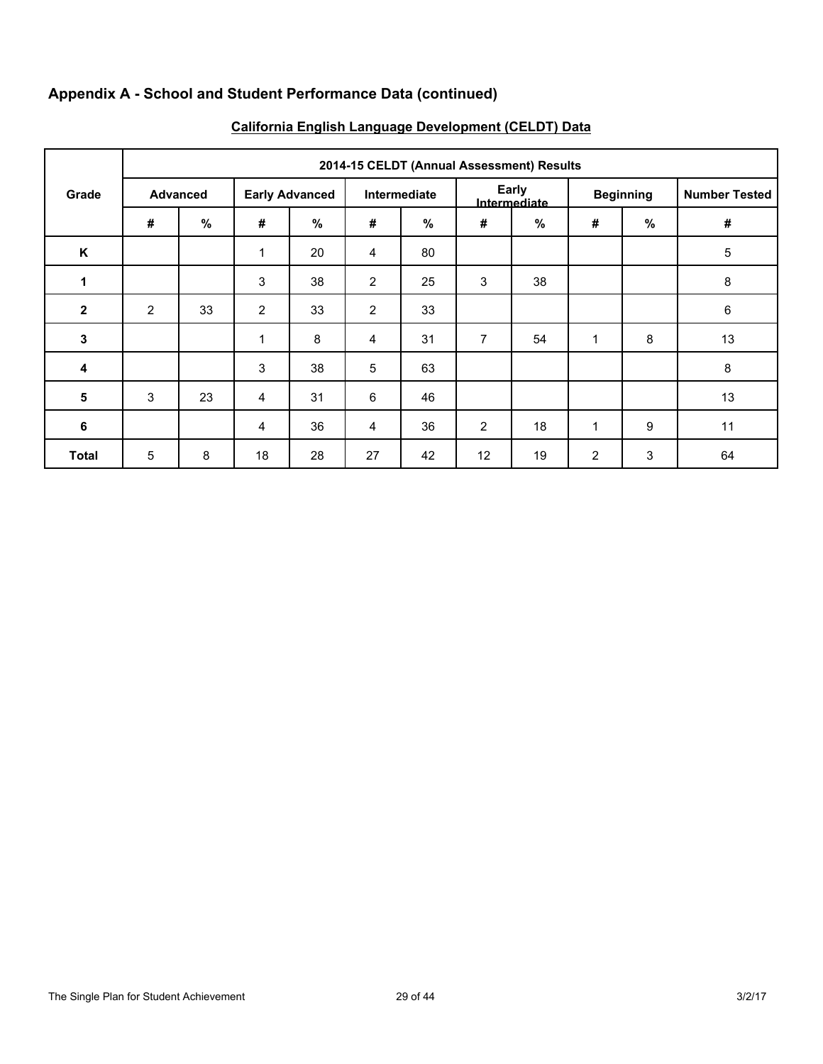## Appendix A - School and Student Performance Data (continued)

### California English Language Development (CELDT) Data

| Grade | 2014-15 CELDT (Annual Assessment) Results | | | | | | | | | | |
|---|---|---|---|---|---|---|---|---|---|---|---|
| | Advanced | | Early Advanced | | Intermediate | | Early Intermediate | | Beginning | | Number Tested |
| | # | % | # | % | # | % | # | % | # | % | # |
| K | | | 1 | 20 | 4 | 80 | | | | | 5 |
| 1 | | | 3 | 38 | 2 | 25 | 3 | 38 | | | 8 |
| 2 | 2 | 33 | 2 | 33 | 2 | 33 | | | | | 6 |
| 3 | | | 1 | 8 | 4 | 31 | 7 | 54 | 1 | 8 | 13 |
| 4 | | | 3 | 38 | 5 | 63 | | | | | 8 |
| 5 | 3 | 23 | 4 | 31 | 6 | 46 | | | | | 13 |
| 6 | | | 4 | 36 | 4 | 36 | 2 | 18 | 1 | 9 | 11 |
| Total | 5 | 8 | 18 | 28 | 27 | 42 | 12 | 19 | 2 | 3 | 64 |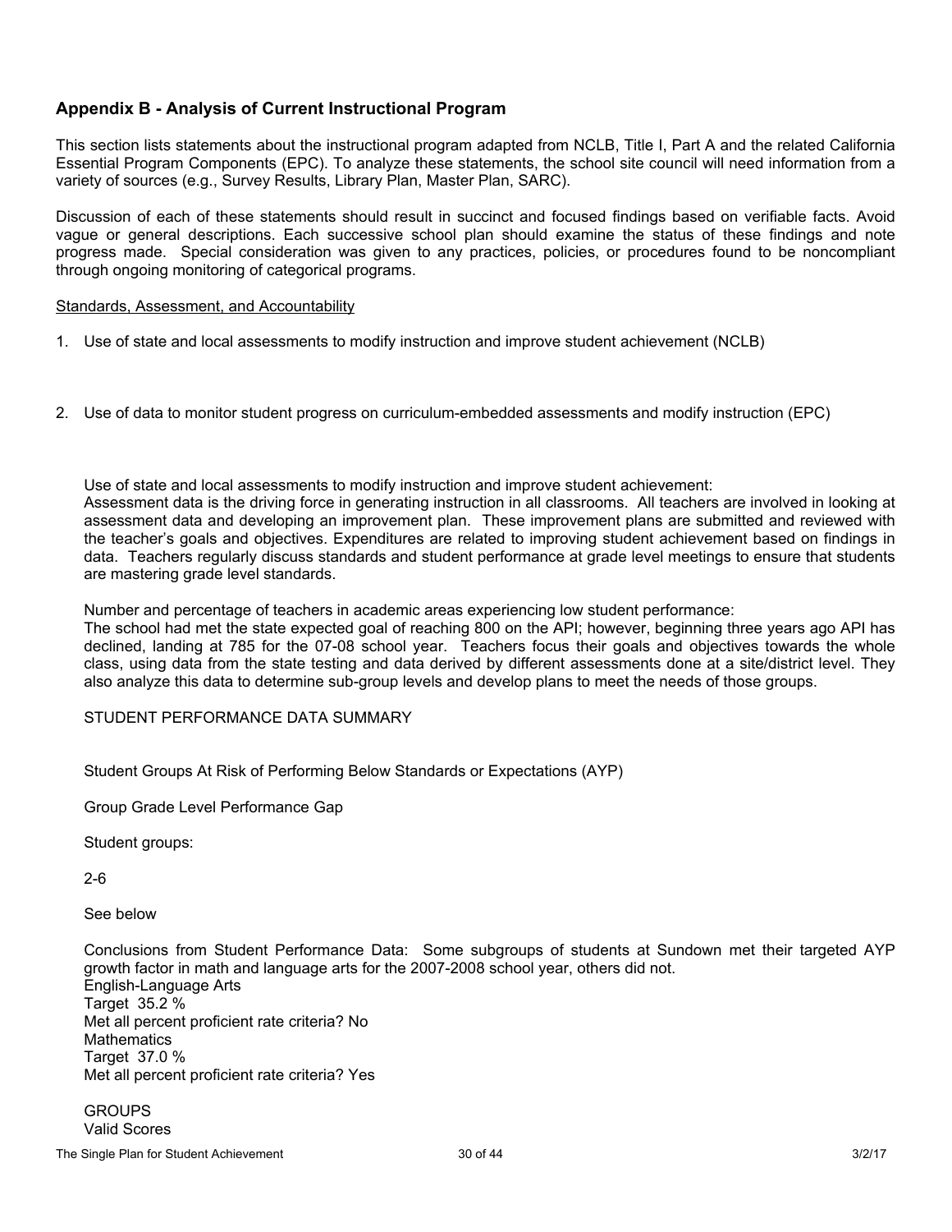## Appendix B - Analysis of Current Instructional Program

This section lists statements about the instructional program adapted from NCLB, Title I, Part A and the related California Essential Program Components (EPC). To analyze these statements, the school site council will need information from a variety of sources (e.g., Survey Results, Library Plan, Master Plan, SARC).

Discussion of each of these statements should result in succinct and focused findings based on verifiable facts. Avoid vague or general descriptions. Each successive school plan should examine the status of these findings and note progress made. Special consideration was given to any practices, policies, or procedures found to be noncompliant through ongoing monitoring of categorical programs.

<u>Standards, Assessment, and Accountability</u>

1. Use of state and local assessments to modify instruction and improve student achievement (NCLB)

2. Use of data to monitor student progress on curriculum-embedded assessments and modify instruction (EPC)

Use of state and local assessments to modify instruction and improve student achievement:
Assessment data is the driving force in generating instruction in all classrooms. All teachers are involved in looking at assessment data and developing an improvement plan. These improvement plans are submitted and reviewed with the teacher's goals and objectives. Expenditures are related to improving student achievement based on findings in data. Teachers regularly discuss standards and student performance at grade level meetings to ensure that students are mastering grade level standards.

Number and percentage of teachers in academic areas experiencing low student performance:
The school had met the state expected goal of reaching 800 on the API; however, beginning three years ago API has declined, landing at 785 for the 07-08 school year. Teachers focus their goals and objectives towards the whole class, using data from the state testing and data derived by different assessments done at a site/district level. They also analyze this data to determine sub-group levels and develop plans to meet the needs of those groups.

STUDENT PERFORMANCE DATA SUMMARY

Student Groups At Risk of Performing Below Standards or Expectations (AYP)

Group Grade Level Performance Gap

Student groups:

2-6

See below

Conclusions from Student Performance Data: Some subgroups of students at Sundown met their targeted AYP growth factor in math and language arts for the 2007-2008 school year, others did not.
English-Language Arts
Target 35.2 %
Met all percent proficient rate criteria? No
Mathematics
Target 37.0 %
Met all percent proficient rate criteria? Yes

GROUPS
Valid Scores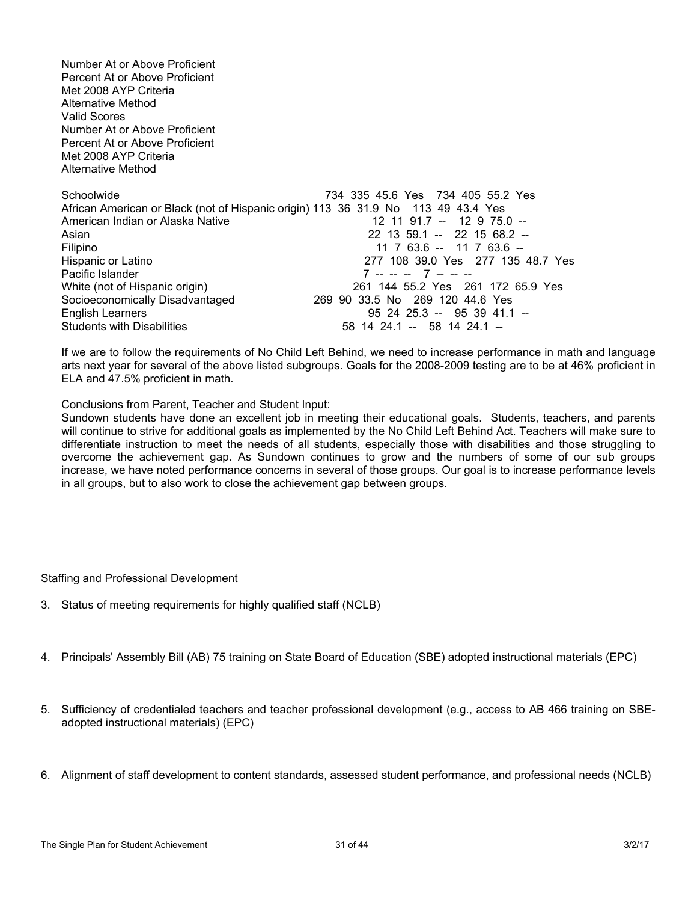Number At or Above Proficient
Percent At or Above Proficient
Met 2008 AYP Criteria
Alternative Method
Valid Scores
Number At or Above Proficient
Percent At or Above Proficient
Met 2008 AYP Criteria
Alternative Method

| Group | Valid Scores | Number At or Above Proficient | Percent At or Above Proficient | Met 2008 AYP Criteria | Valid Scores | Number At or Above Proficient | Percent At or Above Proficient | Met 2008 AYP Criteria |
|---|---|---|---|---|---|---|---|---|
| Schoolwide | 734 | 335 | 45.6 | Yes | 734 | 405 | 55.2 | Yes |
| African American or Black (not of Hispanic origin) | 113 | 36 | 31.9 | No | 113 | 49 | 43.4 | Yes |
| American Indian or Alaska Native | 12 | 11 | 91.7 | -- | 12 | 9 | 75.0 | -- |
| Asian | 22 | 13 | 59.1 | -- | 22 | 15 | 68.2 | -- |
| Filipino | 11 | 7 | 63.6 | -- | 11 | 7 | 63.6 | -- |
| Hispanic or Latino | 277 | 108 | 39.0 | Yes | 277 | 135 | 48.7 | Yes |
| Pacific Islander | 7 | -- | -- | -- | 7 | -- | -- | -- |
| White (not of Hispanic origin) | 261 | 144 | 55.2 | Yes | 261 | 172 | 65.9 | Yes |
| Socioeconomically Disadvantaged | 269 | 90 | 33.5 | No | 269 | 120 | 44.6 | Yes |
| English Learners | 95 | 24 | 25.3 | -- | 95 | 39 | 41.1 | -- |
| Students with Disabilities | 58 | 14 | 24.1 | -- | 58 | 14 | 24.1 | -- |

If we are to follow the requirements of No Child Left Behind, we need to increase performance in math and language arts next year for several of the above listed subgroups. Goals for the 2008-2009 testing are to be at 46% proficient in ELA and 47.5% proficient in math.

Conclusions from Parent, Teacher and Student Input:
Sundown students have done an excellent job in meeting their educational goals. Students, teachers, and parents will continue to strive for additional goals as implemented by the No Child Left Behind Act. Teachers will make sure to differentiate instruction to meet the needs of all students, especially those with disabilities and those struggling to overcome the achievement gap. As Sundown continues to grow and the numbers of some of our sub groups increase, we have noted performance concerns in several of those groups. Our goal is to increase performance levels in all groups, but to also work to close the achievement gap between groups.

Staffing and Professional Development

3. Status of meeting requirements for highly qualified staff (NCLB)

4. Principals' Assembly Bill (AB) 75 training on State Board of Education (SBE) adopted instructional materials (EPC)

5. Sufficiency of credentialed teachers and teacher professional development (e.g., access to AB 466 training on SBE-adopted instructional materials) (EPC)

6. Alignment of staff development to content standards, assessed student performance, and professional needs (NCLB)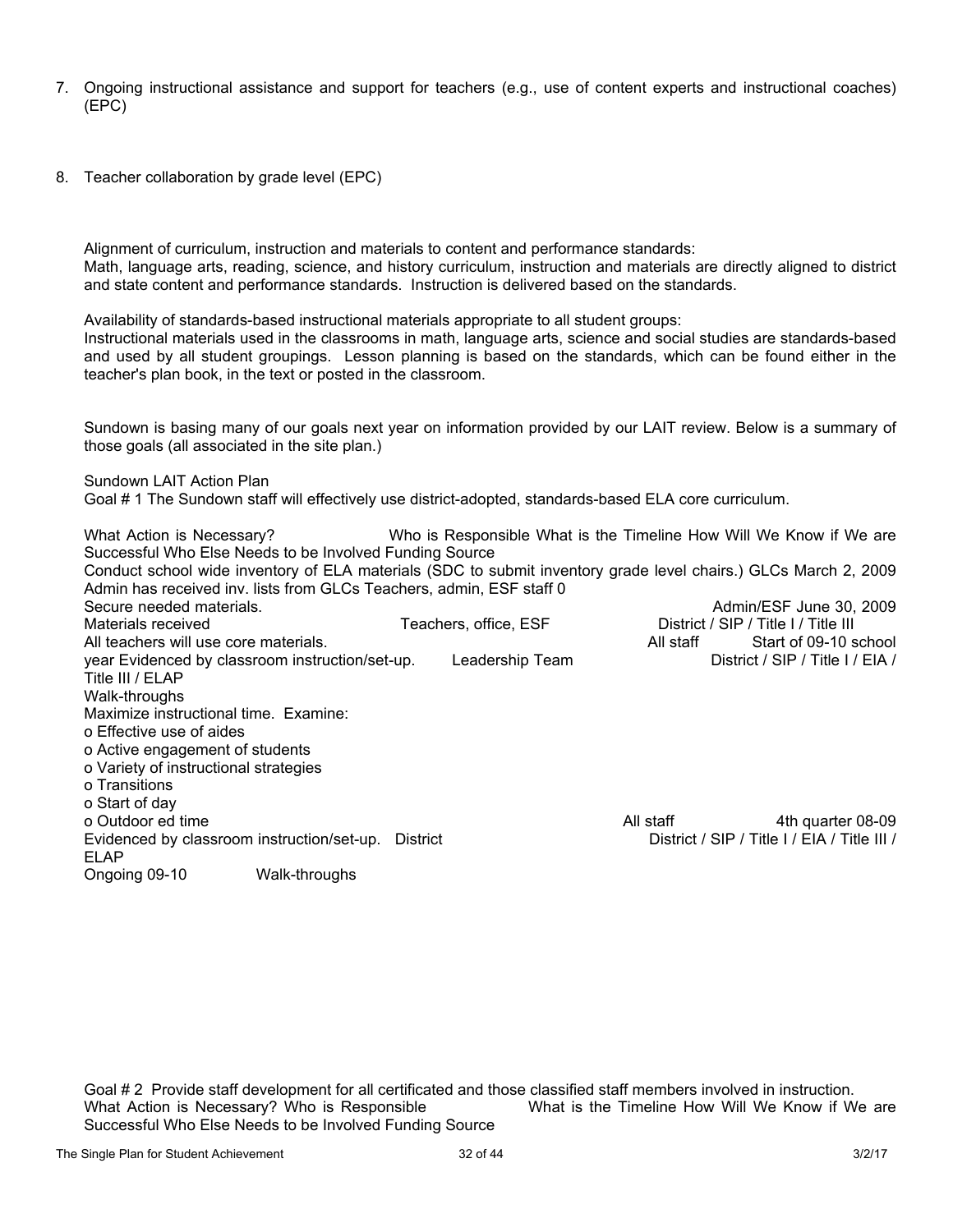7. Ongoing instructional assistance and support for teachers (e.g., use of content experts and instructional coaches) (EPC)

8. Teacher collaboration by grade level (EPC)

Alignment of curriculum, instruction and materials to content and performance standards:
Math, language arts, reading, science, and history curriculum, instruction and materials are directly aligned to district and state content and performance standards. Instruction is delivered based on the standards.

Availability of standards-based instructional materials appropriate to all student groups:
Instructional materials used in the classrooms in math, language arts, science and social studies are standards-based and used by all student groupings. Lesson planning is based on the standards, which can be found either in the teacher's plan book, in the text or posted in the classroom.

Sundown is basing many of our goals next year on information provided by our LAIT review. Below is a summary of those goals (all associated in the site plan.)

Sundown LAIT Action Plan
Goal # 1 The Sundown staff will effectively use district-adopted, standards-based ELA core curriculum.

What Action is Necessary? Who is Responsible What is the Timeline How Will We Know if We are Successful Who Else Needs to be Involved Funding Source
Conduct school wide inventory of ELA materials (SDC to submit inventory grade level chairs.) GLCs March 2, 2009 Admin has received inv. lists from GLCs Teachers, admin, ESF staff 0
Secure needed materials. Admin/ESF June 30, 2009
Materials received Teachers, office, ESF District / SIP / Title I / Title III
All teachers will use core materials. All staff Start of 09-10 school year Evidenced by classroom instruction/set-up. Leadership Team District / SIP / Title I / EIA / Title III / ELAP
Walk-throughs
Maximize instructional time. Examine:
o Effective use of aides
o Active engagement of students
o Variety of instructional strategies
o Transitions
o Start of day
o Outdoor ed time All staff 4th quarter 08-09
Evidenced by classroom instruction/set-up. District District / SIP / Title I / EIA / Title III / ELAP
Ongoing 09-10 Walk-throughs

Goal # 2 Provide staff development for all certificated and those classified staff members involved in instruction.
What Action is Necessary? Who is Responsible What is the Timeline How Will We Know if We are Successful Who Else Needs to be Involved Funding Source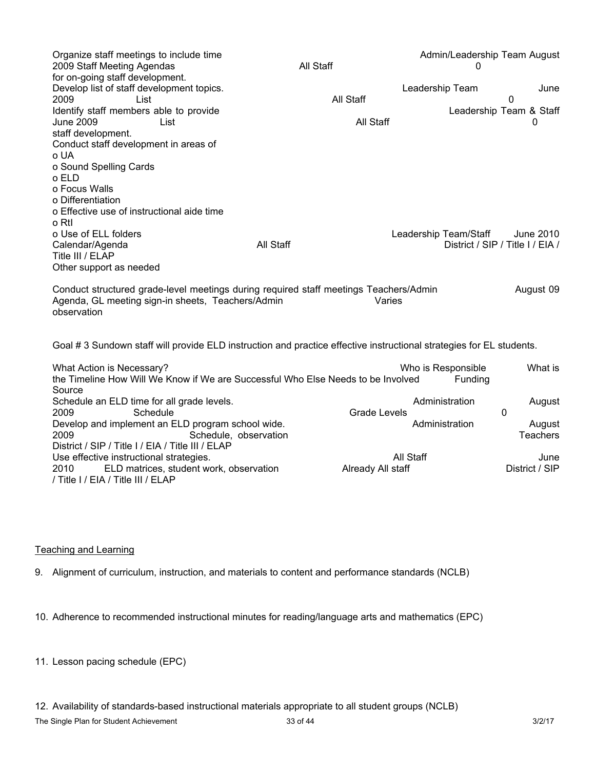Organize staff meetings to include time for on-going staff development. Admin/Leadership Team August 2009 Staff Meeting Agendas All Staff 0

Develop list of staff development topics. Leadership Team June 2009 List All Staff 0

Identify staff members able to provide staff development. Leadership Team & Staff June 2009 List All Staff 0

Conduct staff development in areas of
- o UA
- o Sound Spelling Cards
- o ELD
- o Focus Walls
- o Differentiation
- o Effective use of instructional aide time
- o RtI
- o Use of ELL folders

Leadership Team/Staff June 2010 Calendar/Agenda All Staff District / SIP / Title I / EIA / Title III / ELAP
Other support as needed

Conduct structured grade-level meetings during required staff meetings Teachers/Admin August 09 Agenda, GL meeting sign-in sheets, Teachers/Admin observation Varies

Goal # 3 Sundown staff will provide ELD instruction and practice effective instructional strategies for EL students.

What Action is Necessary? Who is Responsible What is the Timeline How Will We Know if We are Successful Who Else Needs to be Involved Funding Source

Schedule an ELD time for all grade levels. Administration August 2009 Schedule Grade Levels 0

Develop and implement an ELD program school wide. Administration August 2009 Schedule, observation Teachers District / SIP / Title I / EIA / Title III / ELAP

Use effective instructional strategies. All Staff June 2010 ELD matrices, student work, observation Already All staff District / SIP / Title I / EIA / Title III / ELAP

Teaching and Learning

9. Alignment of curriculum, instruction, and materials to content and performance standards (NCLB)

10. Adherence to recommended instructional minutes for reading/language arts and mathematics (EPC)

11. Lesson pacing schedule (EPC)

12. Availability of standards-based instructional materials appropriate to all student groups (NCLB)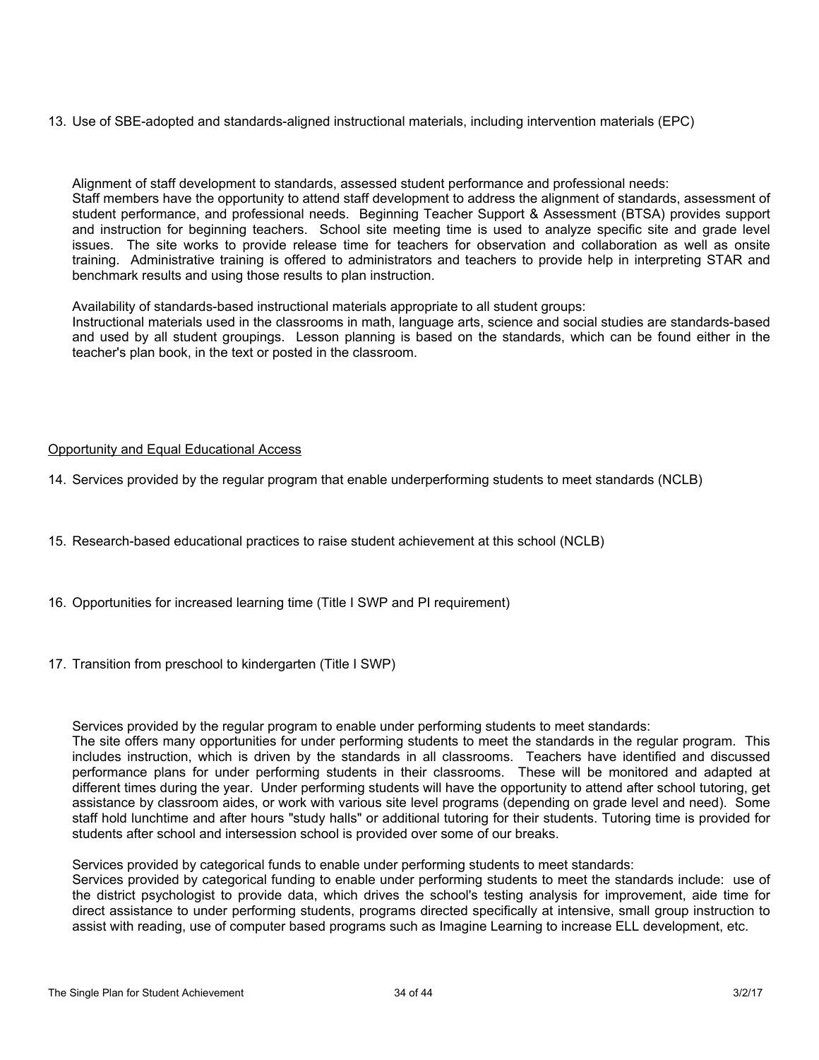13. Use of SBE-adopted and standards-aligned instructional materials, including intervention materials (EPC)

Alignment of staff development to standards, assessed student performance and professional needs:
Staff members have the opportunity to attend staff development to address the alignment of standards, assessment of student performance, and professional needs. Beginning Teacher Support & Assessment (BTSA) provides support and instruction for beginning teachers. School site meeting time is used to analyze specific site and grade level issues. The site works to provide release time for teachers for observation and collaboration as well as onsite training. Administrative training is offered to administrators and teachers to provide help in interpreting STAR and benchmark results and using those results to plan instruction.

Availability of standards-based instructional materials appropriate to all student groups:
Instructional materials used in the classrooms in math, language arts, science and social studies are standards-based and used by all student groupings. Lesson planning is based on the standards, which can be found either in the teacher's plan book, in the text or posted in the classroom.

<u>Opportunity and Equal Educational Access</u>

14. Services provided by the regular program that enable underperforming students to meet standards (NCLB)

15. Research-based educational practices to raise student achievement at this school (NCLB)

16. Opportunities for increased learning time (Title I SWP and PI requirement)

17. Transition from preschool to kindergarten (Title I SWP)

Services provided by the regular program to enable under performing students to meet standards:
The site offers many opportunities for under performing students to meet the standards in the regular program. This includes instruction, which is driven by the standards in all classrooms. Teachers have identified and discussed performance plans for under performing students in their classrooms. These will be monitored and adapted at different times during the year. Under performing students will have the opportunity to attend after school tutoring, get assistance by classroom aides, or work with various site level programs (depending on grade level and need). Some staff hold lunchtime and after hours "study halls" or additional tutoring for their students. Tutoring time is provided for students after school and intersession school is provided over some of our breaks.

Services provided by categorical funds to enable under performing students to meet standards:
Services provided by categorical funding to enable under performing students to meet the standards include: use of the district psychologist to provide data, which drives the school's testing analysis for improvement, aide time for direct assistance to under performing students, programs directed specifically at intensive, small group instruction to assist with reading, use of computer based programs such as Imagine Learning to increase ELL development, etc.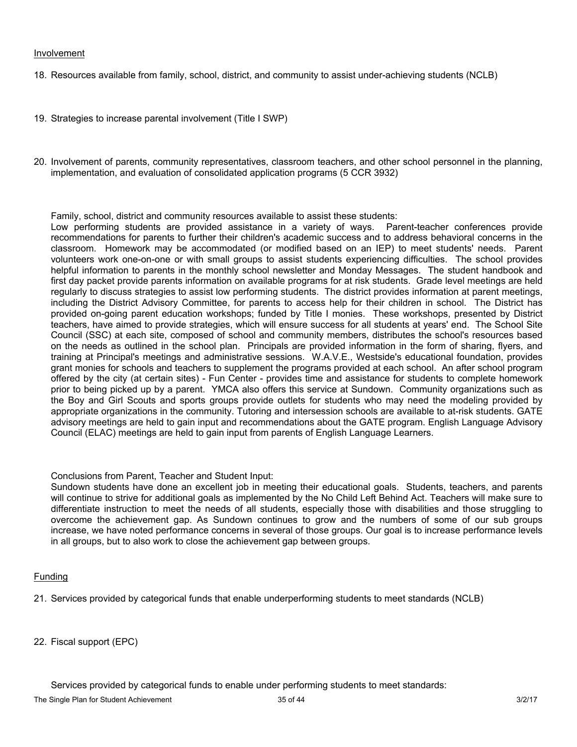Involvement

18. Resources available from family, school, district, and community to assist under-achieving students (NCLB)

19. Strategies to increase parental involvement (Title I SWP)

20. Involvement of parents, community representatives, classroom teachers, and other school personnel in the planning, implementation, and evaluation of consolidated application programs (5 CCR 3932)

Family, school, district and community resources available to assist these students:
Low performing students are provided assistance in a variety of ways. Parent-teacher conferences provide recommendations for parents to further their children's academic success and to address behavioral concerns in the classroom. Homework may be accommodated (or modified based on an IEP) to meet students' needs. Parent volunteers work one-on-one or with small groups to assist students experiencing difficulties. The school provides helpful information to parents in the monthly school newsletter and Monday Messages. The student handbook and first day packet provide parents information on available programs for at risk students. Grade level meetings are held regularly to discuss strategies to assist low performing students. The district provides information at parent meetings, including the District Advisory Committee, for parents to access help for their children in school. The District has provided on-going parent education workshops; funded by Title I monies. These workshops, presented by District teachers, have aimed to provide strategies, which will ensure success for all students at years' end. The School Site Council (SSC) at each site, composed of school and community members, distributes the school's resources based on the needs as outlined in the school plan. Principals are provided information in the form of sharing, flyers, and training at Principal's meetings and administrative sessions. W.A.V.E., Westside's educational foundation, provides grant monies for schools and teachers to supplement the programs provided at each school. An after school program offered by the city (at certain sites) - Fun Center - provides time and assistance for students to complete homework prior to being picked up by a parent. YMCA also offers this service at Sundown. Community organizations such as the Boy and Girl Scouts and sports groups provide outlets for students who may need the modeling provided by appropriate organizations in the community. Tutoring and intersession schools are available to at-risk students. GATE advisory meetings are held to gain input and recommendations about the GATE program. English Language Advisory Council (ELAC) meetings are held to gain input from parents of English Language Learners.

Conclusions from Parent, Teacher and Student Input:
Sundown students have done an excellent job in meeting their educational goals. Students, teachers, and parents will continue to strive for additional goals as implemented by the No Child Left Behind Act. Teachers will make sure to differentiate instruction to meet the needs of all students, especially those with disabilities and those struggling to overcome the achievement gap. As Sundown continues to grow and the numbers of some of our sub groups increase, we have noted performance concerns in several of those groups. Our goal is to increase performance levels in all groups, but to also work to close the achievement gap between groups.

Funding

21. Services provided by categorical funds that enable underperforming students to meet standards (NCLB)

22. Fiscal support (EPC)

Services provided by categorical funds to enable under performing students to meet standards: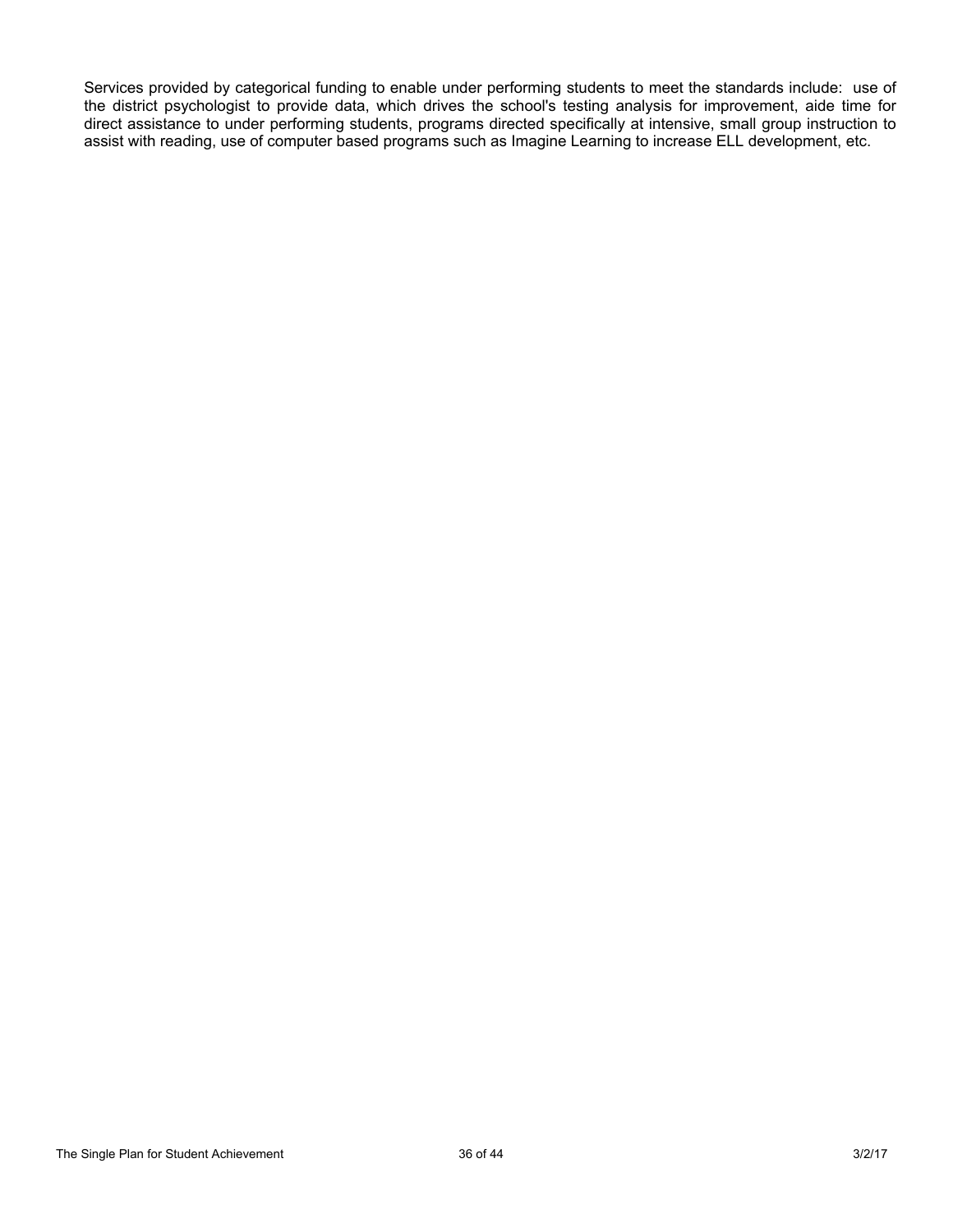Services provided by categorical funding to enable under performing students to meet the standards include: use of the district psychologist to provide data, which drives the school's testing analysis for improvement, aide time for direct assistance to under performing students, programs directed specifically at intensive, small group instruction to assist with reading, use of computer based programs such as Imagine Learning to increase ELL development, etc.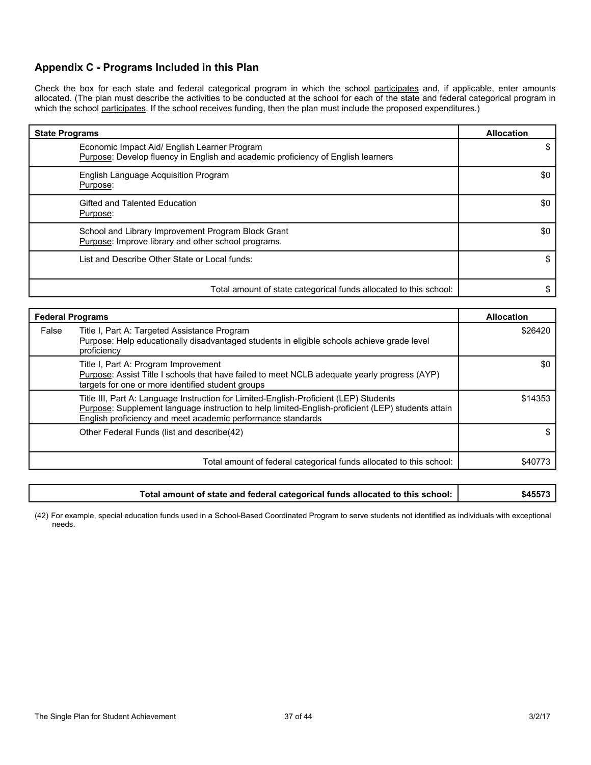## Appendix C - Programs Included in this Plan

Check the box for each state and federal categorical program in which the school participates and, if applicable, enter amounts allocated. (The plan must describe the activities to be conducted at the school for each of the state and federal categorical program in which the school participates. If the school receives funding, then the plan must include the proposed expenditures.)

| | State Programs | Allocation |
|---|---|---|
| | Economic Impact Aid/ English Learner Program<br>Purpose: Develop fluency in English and academic proficiency of English learners | $ |
| | English Language Acquisition Program<br>Purpose: | $0 |
| | Gifted and Talented Education<br>Purpose: | $0 |
| | School and Library Improvement Program Block Grant<br>Purpose: Improve library and other school programs. | $0 |
| | List and Describe Other State or Local funds: | $ |
| | Total amount of state categorical funds allocated to this school: | $ |

| | Federal Programs | Allocation |
|---|---|---|
| False | Title I, Part A: Targeted Assistance Program<br>Purpose: Help educationally disadvantaged students in eligible schools achieve grade level proficiency | $26420 |
| | Title I, Part A: Program Improvement<br>Purpose: Assist Title I schools that have failed to meet NCLB adequate yearly progress (AYP) targets for one or more identified student groups | $0 |
| | Title III, Part A: Language Instruction for Limited-English-Proficient (LEP) Students<br>Purpose: Supplement language instruction to help limited-English-proficient (LEP) students attain English proficiency and meet academic performance standards | $14353 |
| | Other Federal Funds (list and describe(42) | $ |
| | Total amount of federal categorical funds allocated to this school: | $40773 |

| Total amount of state and federal categorical funds allocated to this school: | $45573 |
|---|---|

(42) For example, special education funds used in a School-Based Coordinated Program to serve students not identified as individuals with exceptional needs.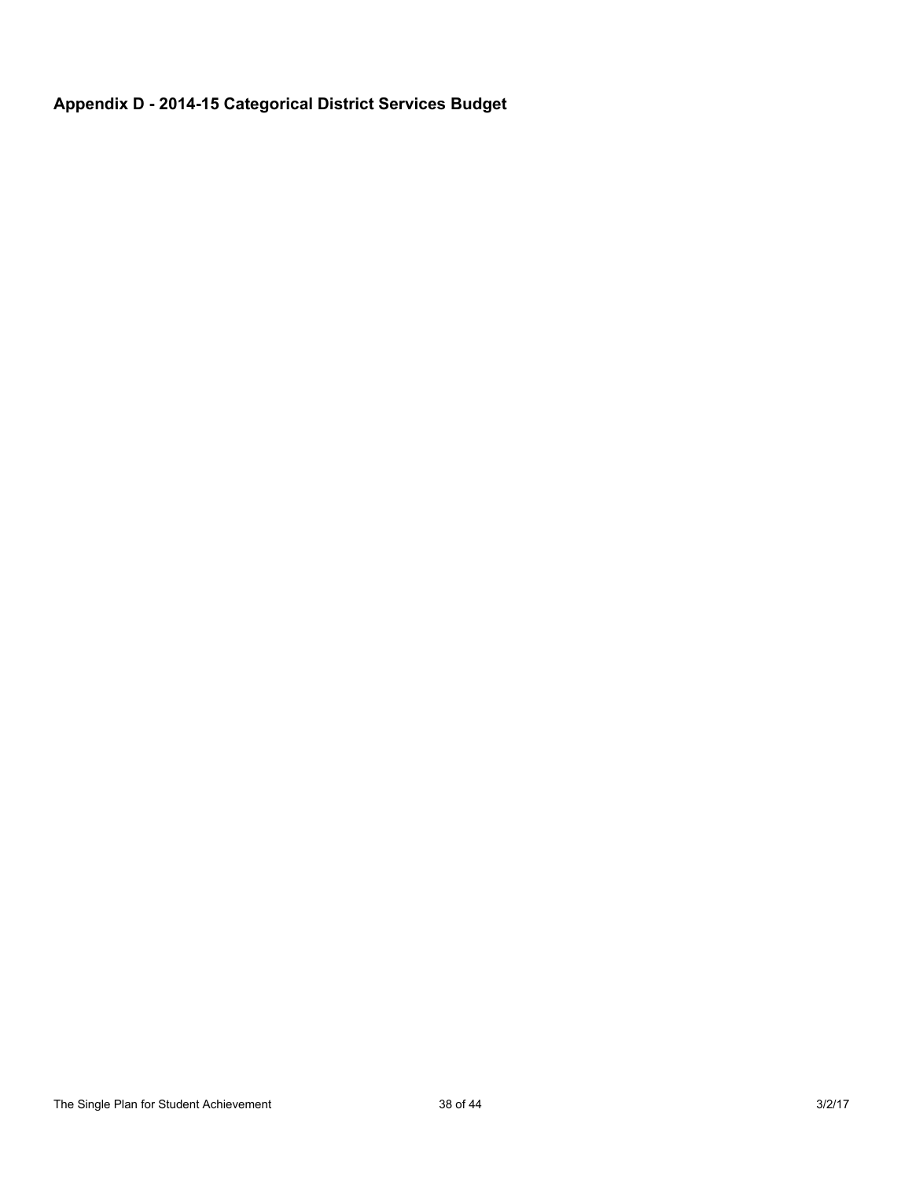## Appendix D - 2014-15 Categorical District Services Budget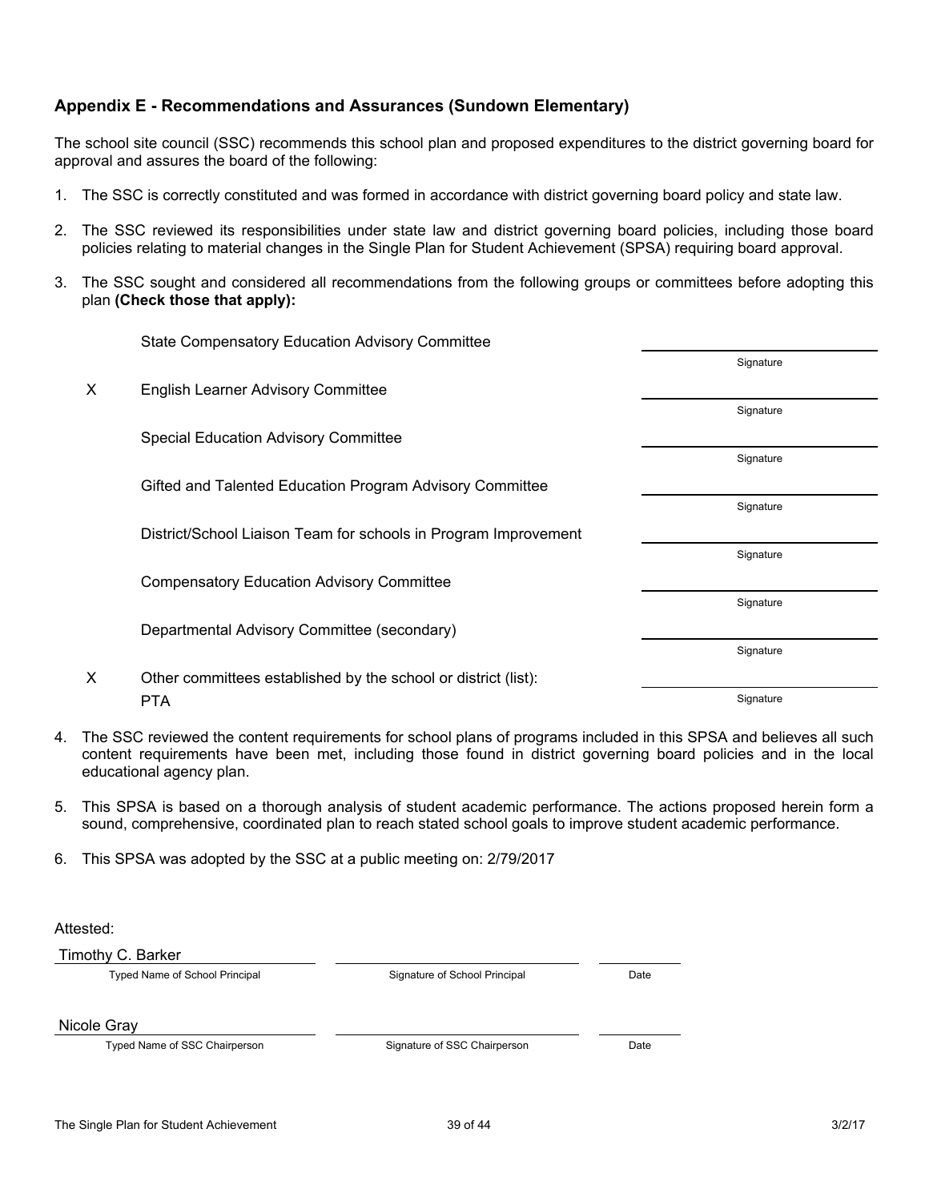## Appendix E - Recommendations and Assurances (Sundown Elementary)

The school site council (SSC) recommends this school plan and proposed expenditures to the district governing board for approval and assures the board of the following:

1. The SSC is correctly constituted and was formed in accordance with district governing board policy and state law.

2. The SSC reviewed its responsibilities under state law and district governing board policies, including those board policies relating to material changes in the Single Plan for Student Achievement (SPSA) requiring board approval.

3. The SSC sought and considered all recommendations from the following groups or committees before adopting this plan **(Check those that apply):**

| | Committee | |
|---|---|---|
| | State Compensatory Education Advisory Committee | Signature |
| X | English Learner Advisory Committee | Signature |
| | Special Education Advisory Committee | Signature |
| | Gifted and Talented Education Program Advisory Committee | Signature |
| | District/School Liaison Team for schools in Program Improvement | Signature |
| | Compensatory Education Advisory Committee | Signature |
| | Departmental Advisory Committee (secondary) | Signature |
| X | Other committees established by the school or district (list): PTA | Signature |

4. The SSC reviewed the content requirements for school plans of programs included in this SPSA and believes all such content requirements have been met, including those found in district governing board policies and in the local educational agency plan.

5. This SPSA is based on a thorough analysis of student academic performance. The actions proposed herein form a sound, comprehensive, coordinated plan to reach stated school goals to improve student academic performance.

6. This SPSA was adopted by the SSC at a public meeting on: 2/79/2017

Attested:

| Typed Name | Signature | Date |
|---|---|---|
| Timothy C. Barker | | |
| Typed Name of School Principal | Signature of School Principal | Date |
| Nicole Gray | | |
| Typed Name of SSC Chairperson | Signature of SSC Chairperson | Date |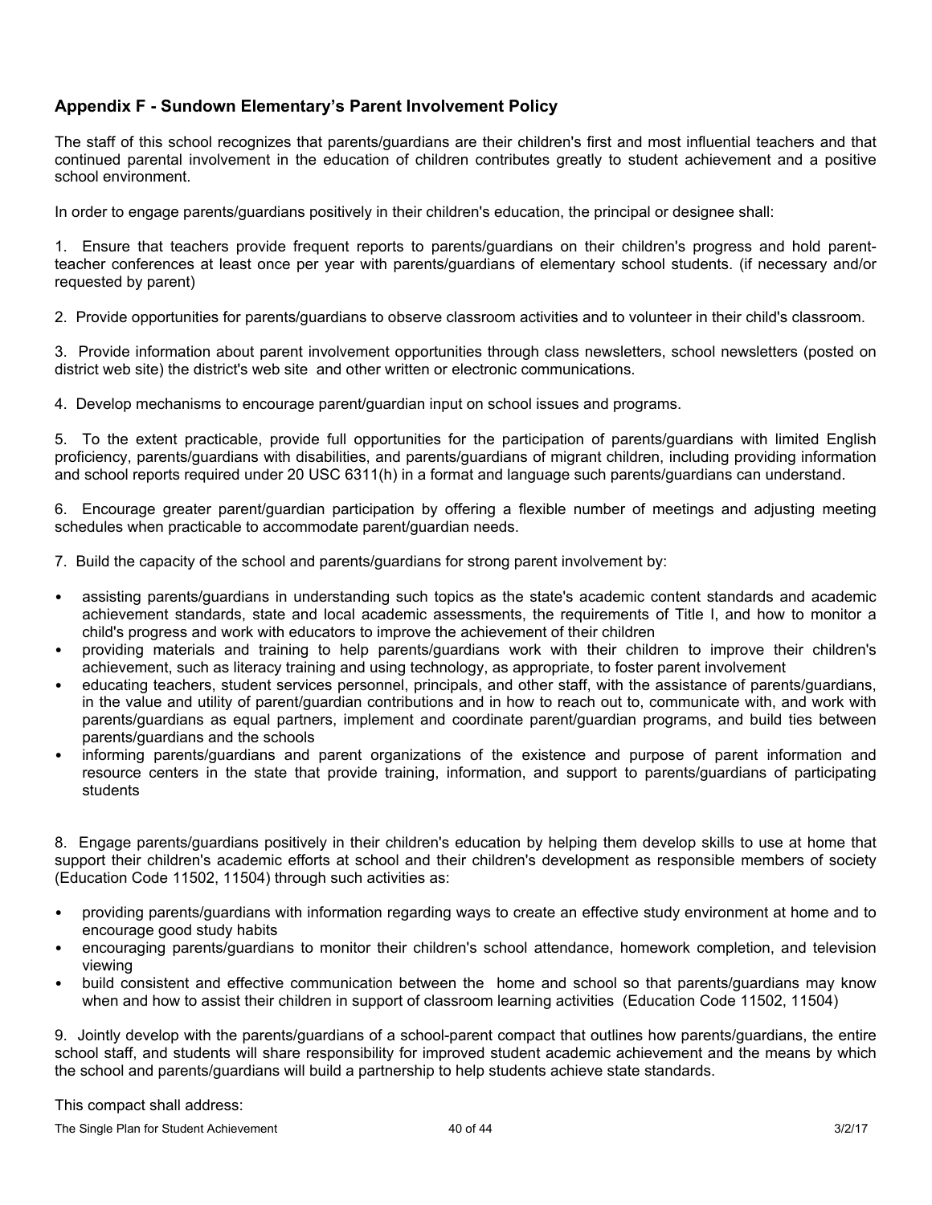### Appendix F - Sundown Elementary's Parent Involvement Policy

The staff of this school recognizes that parents/guardians are their children's first and most influential teachers and that continued parental involvement in the education of children contributes greatly to student achievement and a positive school environment.

In order to engage parents/guardians positively in their children's education, the principal or designee shall:

1. Ensure that teachers provide frequent reports to parents/guardians on their children's progress and hold parent-teacher conferences at least once per year with parents/guardians of elementary school students. (if necessary and/or requested by parent)

2. Provide opportunities for parents/guardians to observe classroom activities and to volunteer in their child's classroom.

3. Provide information about parent involvement opportunities through class newsletters, school newsletters (posted on district web site) the district's web site and other written or electronic communications.

4. Develop mechanisms to encourage parent/guardian input on school issues and programs.

5. To the extent practicable, provide full opportunities for the participation of parents/guardians with limited English proficiency, parents/guardians with disabilities, and parents/guardians of migrant children, including providing information and school reports required under 20 USC 6311(h) in a format and language such parents/guardians can understand.

6. Encourage greater parent/guardian participation by offering a flexible number of meetings and adjusting meeting schedules when practicable to accommodate parent/guardian needs.

7. Build the capacity of the school and parents/guardians for strong parent involvement by:

- assisting parents/guardians in understanding such topics as the state's academic content standards and academic achievement standards, state and local academic assessments, the requirements of Title I, and how to monitor a child's progress and work with educators to improve the achievement of their children
- providing materials and training to help parents/guardians work with their children to improve their children's achievement, such as literacy training and using technology, as appropriate, to foster parent involvement
- educating teachers, student services personnel, principals, and other staff, with the assistance of parents/guardians, in the value and utility of parent/guardian contributions and in how to reach out to, communicate with, and work with parents/guardians as equal partners, implement and coordinate parent/guardian programs, and build ties between parents/guardians and the schools
- informing parents/guardians and parent organizations of the existence and purpose of parent information and resource centers in the state that provide training, information, and support to parents/guardians of participating students

8. Engage parents/guardians positively in their children's education by helping them develop skills to use at home that support their children's academic efforts at school and their children's development as responsible members of society (Education Code 11502, 11504) through such activities as:

- providing parents/guardians with information regarding ways to create an effective study environment at home and to encourage good study habits
- encouraging parents/guardians to monitor their children's school attendance, homework completion, and television viewing
- build consistent and effective communication between the home and school so that parents/guardians may know when and how to assist their children in support of classroom learning activities (Education Code 11502, 11504)

9. Jointly develop with the parents/guardians of a school-parent compact that outlines how parents/guardians, the entire school staff, and students will share responsibility for improved student academic achievement and the means by which the school and parents/guardians will build a partnership to help students achieve state standards.

This compact shall address: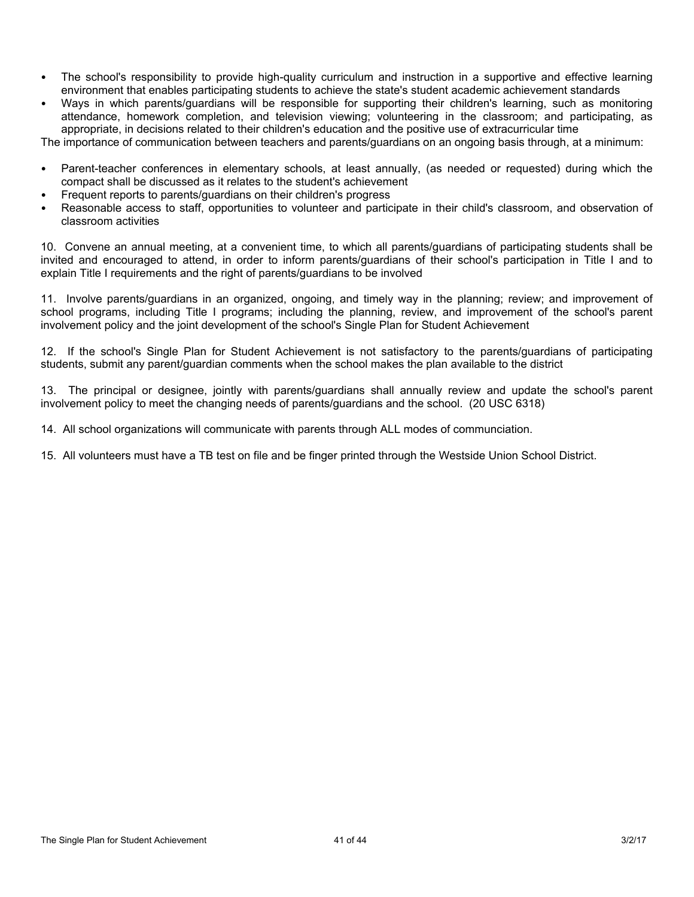- The school's responsibility to provide high-quality curriculum and instruction in a supportive and effective learning environment that enables participating students to achieve the state's student academic achievement standards
- Ways in which parents/guardians will be responsible for supporting their children's learning, such as monitoring attendance, homework completion, and television viewing; volunteering in the classroom; and participating, as appropriate, in decisions related to their children's education and the positive use of extracurricular time

The importance of communication between teachers and parents/guardians on an ongoing basis through, at a minimum:

- Parent-teacher conferences in elementary schools, at least annually, (as needed or requested) during which the compact shall be discussed as it relates to the student's achievement
- Frequent reports to parents/guardians on their children's progress
- Reasonable access to staff, opportunities to volunteer and participate in their child's classroom, and observation of classroom activities

10. Convene an annual meeting, at a convenient time, to which all parents/guardians of participating students shall be invited and encouraged to attend, in order to inform parents/guardians of their school's participation in Title I and to explain Title I requirements and the right of parents/guardians to be involved

11. Involve parents/guardians in an organized, ongoing, and timely way in the planning; review; and improvement of school programs, including Title I programs; including the planning, review, and improvement of the school's parent involvement policy and the joint development of the school's Single Plan for Student Achievement

12. If the school's Single Plan for Student Achievement is not satisfactory to the parents/guardians of participating students, submit any parent/guardian comments when the school makes the plan available to the district

13. The principal or designee, jointly with parents/guardians shall annually review and update the school's parent involvement policy to meet the changing needs of parents/guardians and the school. (20 USC 6318)

14. All school organizations will communicate with parents through ALL modes of communciation.

15. All volunteers must have a TB test on file and be finger printed through the Westside Union School District.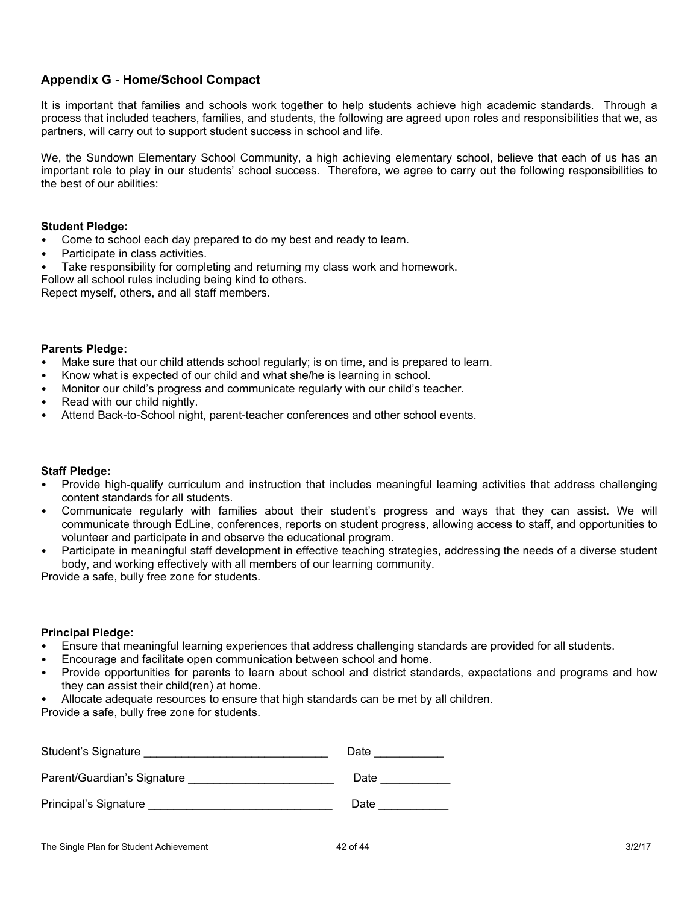## Appendix G - Home/School Compact

It is important that families and schools work together to help students achieve high academic standards. Through a process that included teachers, families, and students, the following are agreed upon roles and responsibilities that we, as partners, will carry out to support student success in school and life.

We, the Sundown Elementary School Community, a high achieving elementary school, believe that each of us has an important role to play in our students' school success. Therefore, we agree to carry out the following responsibilities to the best of our abilities:

**Student Pledge:**

- Come to school each day prepared to do my best and ready to learn.
- Participate in class activities.
- Take responsibility for completing and returning my class work and homework.

Follow all school rules including being kind to others.
Repect myself, others, and all staff members.

**Parents Pledge:**

- Make sure that our child attends school regularly; is on time, and is prepared to learn.
- Know what is expected of our child and what she/he is learning in school.
- Monitor our child's progress and communicate regularly with our child's teacher.
- Read with our child nightly.
- Attend Back-to-School night, parent-teacher conferences and other school events.

**Staff Pledge:**

- Provide high-qualify curriculum and instruction that includes meaningful learning activities that address challenging content standards for all students.
- Communicate regularly with families about their student's progress and ways that they can assist. We will communicate through EdLine, conferences, reports on student progress, allowing access to staff, and opportunities to volunteer and participate in and observe the educational program.
- Participate in meaningful staff development in effective teaching strategies, addressing the needs of a diverse student body, and working effectively with all members of our learning community.

Provide a safe, bully free zone for students.

**Principal Pledge:**

- Ensure that meaningful learning experiences that address challenging standards are provided for all students.
- Encourage and facilitate open communication between school and home.
- Provide opportunities for parents to learn about school and district standards, expectations and programs and how they can assist their child(ren) at home.
- Allocate adequate resources to ensure that high standards can be met by all children.

Provide a safe, bully free zone for students.

Student's Signature ____________________________ Date ___________

Parent/Guardian's Signature ______________________ Date ___________

Principal's Signature ____________________________ Date ___________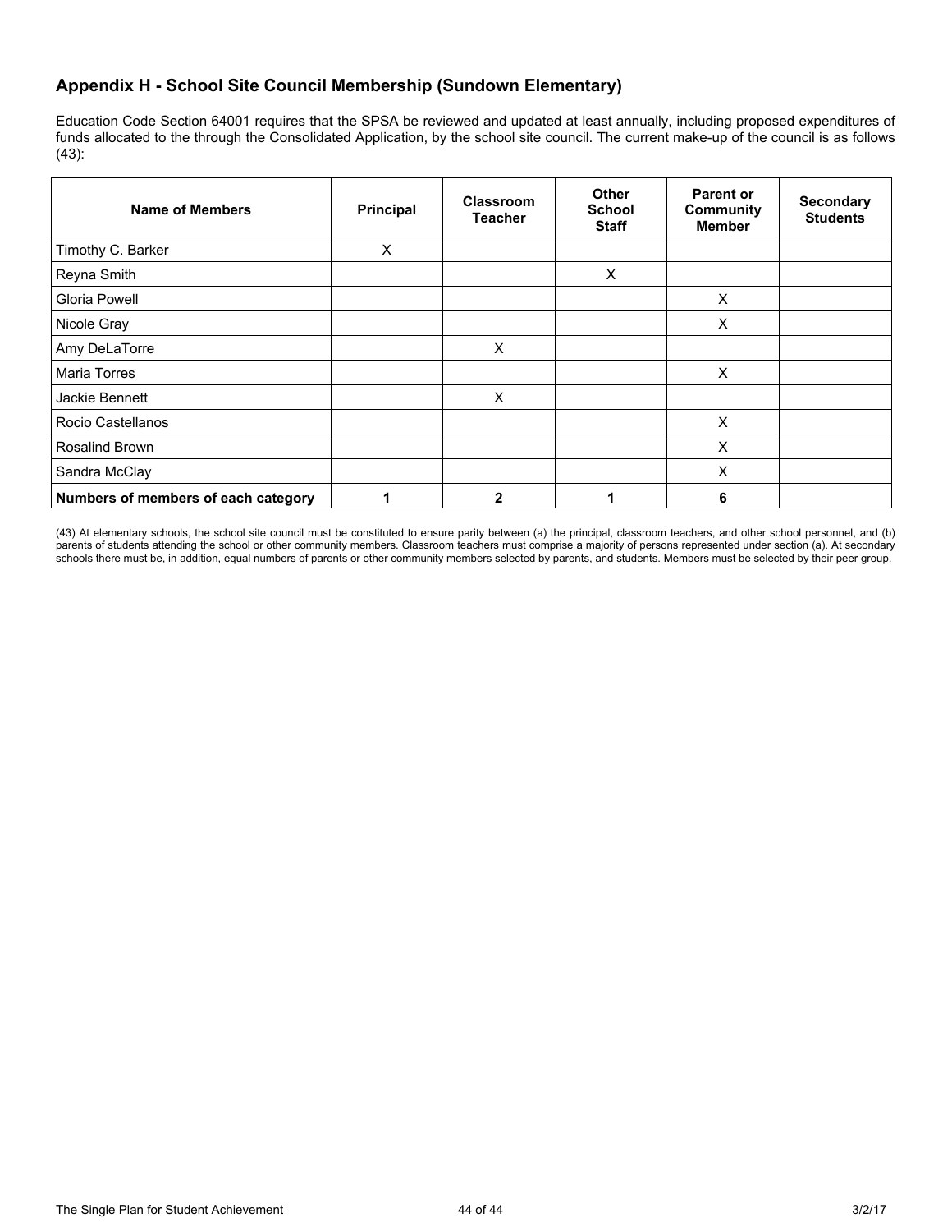## Appendix H - School Site Council Membership (Sundown Elementary)

Education Code Section 64001 requires that the SPSA be reviewed and updated at least annually, including proposed expenditures of funds allocated to the through the Consolidated Application, by the school site council. The current make-up of the council is as follows (43):

| Name of Members | Principal | Classroom Teacher | Other School Staff | Parent or Community Member | Secondary Students |
|---|---|---|---|---|---|
| Timothy C. Barker | X | | | | |
| Reyna Smith | | | X | | |
| Gloria Powell | | | | X | |
| Nicole Gray | | | | X | |
| Amy DeLaTorre | | X | | | |
| Maria Torres | | | | X | |
| Jackie Bennett | | X | | | |
| Rocio Castellanos | | | | X | |
| Rosalind Brown | | | | X | |
| Sandra McClay | | | | X | |
| **Numbers of members of each category** | **1** | **2** | **1** | **6** | |

(43) At elementary schools, the school site council must be constituted to ensure parity between (a) the principal, classroom teachers, and other school personnel, and (b) parents of students attending the school or other community members. Classroom teachers must comprise a majority of persons represented under section (a). At secondary schools there must be, in addition, equal numbers of parents or other community members selected by parents, and students. Members must be selected by their peer group.